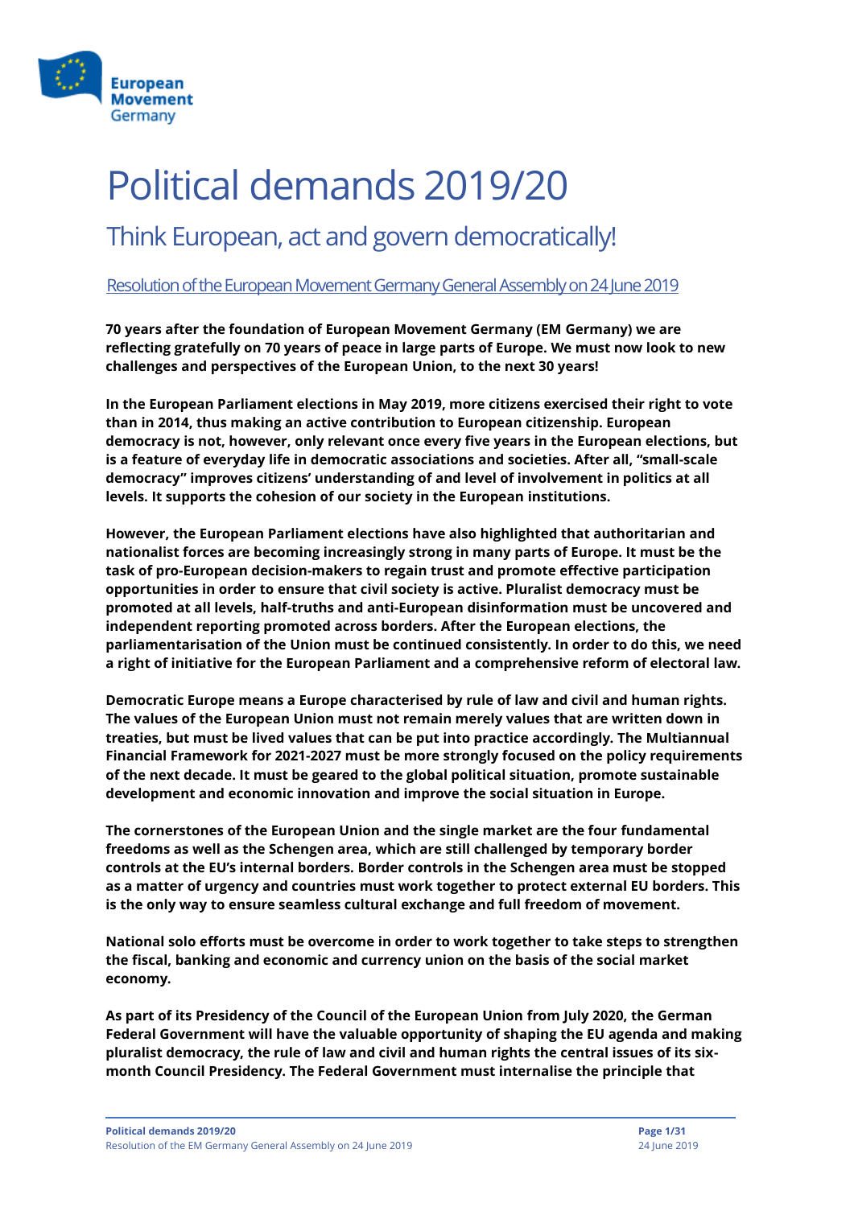# Political demands 2019/20

## Think European, act and govern democratically!

Resolution of the European Movement Germany General Assembly on 24 June 2019

**70 years after the foundation of European Movement Germany (EM Germany) we are reflecting gratefully on 70 years of peace in large parts of Europe. We must now look to new challenges and perspectives of the European Union, to the next 30 years!**

**In the European Parliament elections in May 2019, more citizens exercised their right to vote than in 2014, thus making an active contribution to European citizenship. European democracy is not, however, only relevant once every five years in the European elections, but is a feature of everyday life in democratic associations and societies. After all, "small-scale democracy" improves citizens' understanding of and level of involvement in politics at all levels. It supports the cohesion of our society in the European institutions.**

**However, the European Parliament elections have also highlighted that authoritarian and nationalist forces are becoming increasingly strong in many parts of Europe. It must be the task of pro-European decision-makers to regain trust and promote effective participation opportunities in order to ensure that civil society is active. Pluralist democracy must be promoted at all levels, half-truths and anti-European disinformation must be uncovered and independent reporting promoted across borders. After the European elections, the parliamentarisation of the Union must be continued consistently. In order to do this, we need a right of initiative for the European Parliament and a comprehensive reform of electoral law.**

**Democratic Europe means a Europe characterised by rule of law and civil and human rights. The values of the European Union must not remain merely values that are written down in treaties, but must be lived values that can be put into practice accordingly. The Multiannual Financial Framework for 2021-2027 must be more strongly focused on the policy requirements of the next decade. It must be geared to the global political situation, promote sustainable development and economic innovation and improve the social situation in Europe.**

**The cornerstones of the European Union and the single market are the four fundamental freedoms as well as the Schengen area, which are still challenged by temporary border controls at the EU's internal borders. Border controls in the Schengen area must be stopped as a matter of urgency and countries must work together to protect external EU borders. This is the only way to ensure seamless cultural exchange and full freedom of movement.**

**National solo efforts must be overcome in order to work together to take steps to strengthen the fiscal, banking and economic and currency union on the basis of the social market economy.**

**As part of its Presidency of the Council of the European Union from July 2020, the German Federal Government will have the valuable opportunity of shaping the EU agenda and making pluralist democracy, the rule of law and civil and human rights the central issues of its six-month Council Presidency. The Federal Government must internalise the principle that**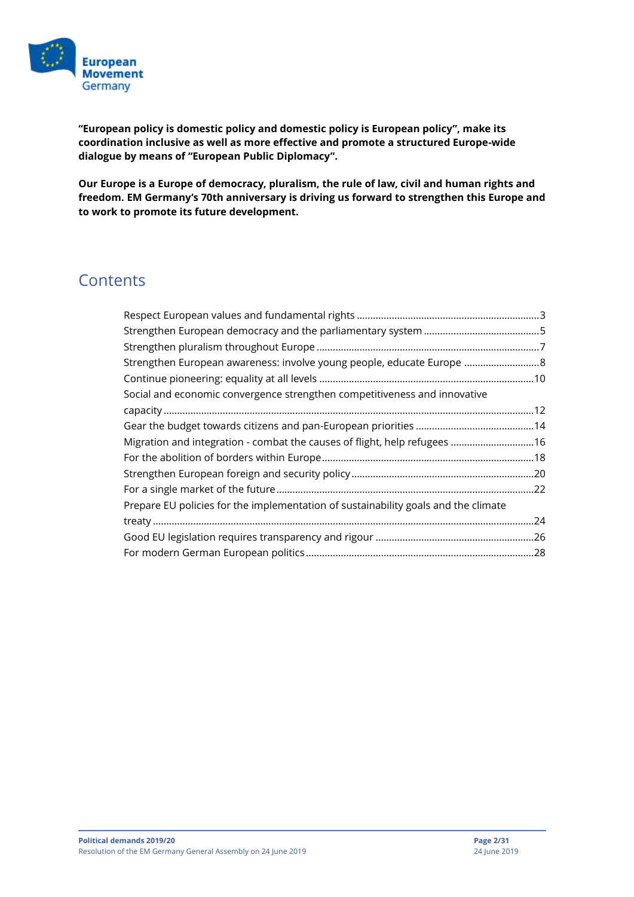**"European policy is domestic policy and domestic policy is European policy", make its coordination inclusive as well as more effective and promote a structured Europe-wide dialogue by means of "European Public Diplomacy".**

**Our Europe is a Europe of democracy, pluralism, the rule of law, civil and human rights and freedom. EM Germany's 70th anniversary is driving us forward to strengthen this Europe and to work to promote its future development.**

## Contents

- Respect European values and fundamental rights ....3
- Strengthen European democracy and the parliamentary system ....5
- Strengthen pluralism throughout Europe ....7
- Strengthen European awareness: involve young people, educate Europe ....8
- Continue pioneering: equality at all levels ....10
- Social and economic convergence strengthen competitiveness and innovative capacity ....12
- Gear the budget towards citizens and pan-European priorities ....14
- Migration and integration - combat the causes of flight, help refugees ....16
- For the abolition of borders within Europe ....18
- Strengthen European foreign and security policy ....20
- For a single market of the future ....22
- Prepare EU policies for the implementation of sustainability goals and the climate treaty ....24
- Good EU legislation requires transparency and rigour ....26
- For modern German European politics ....28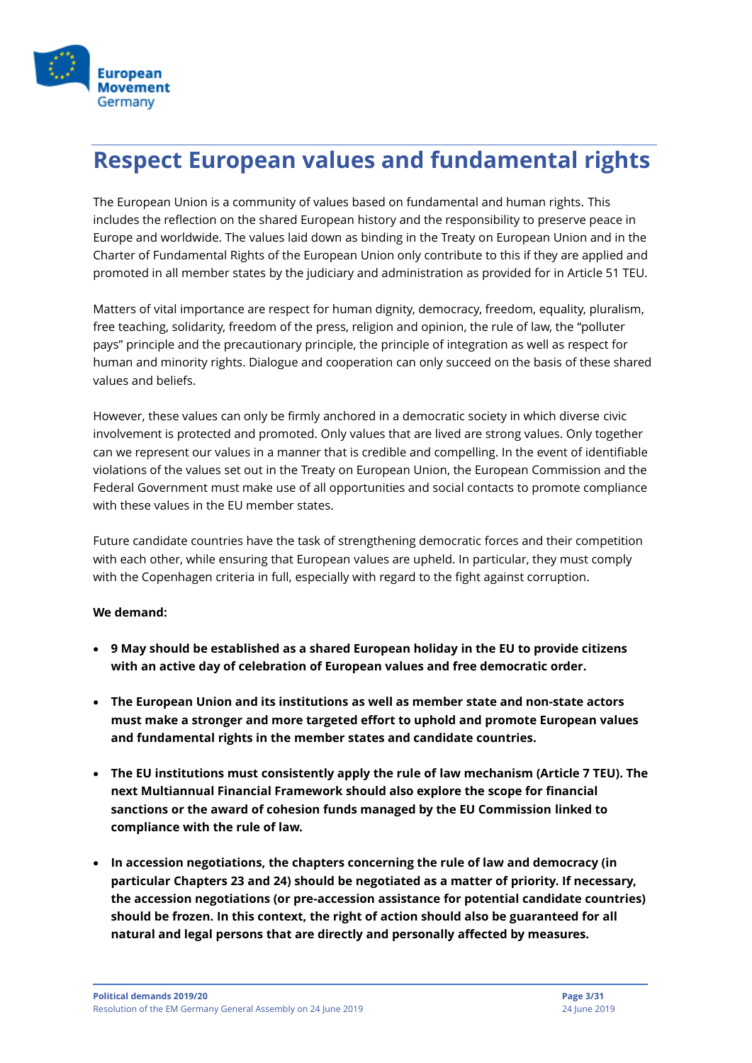# Respect European values and fundamental rights

The European Union is a community of values based on fundamental and human rights. This includes the reflection on the shared European history and the responsibility to preserve peace in Europe and worldwide. The values laid down as binding in the Treaty on European Union and in the Charter of Fundamental Rights of the European Union only contribute to this if they are applied and promoted in all member states by the judiciary and administration as provided for in Article 51 TEU.

Matters of vital importance are respect for human dignity, democracy, freedom, equality, pluralism, free teaching, solidarity, freedom of the press, religion and opinion, the rule of law, the "polluter pays" principle and the precautionary principle, the principle of integration as well as respect for human and minority rights. Dialogue and cooperation can only succeed on the basis of these shared values and beliefs.

However, these values can only be firmly anchored in a democratic society in which diverse civic involvement is protected and promoted. Only values that are lived are strong values. Only together can we represent our values in a manner that is credible and compelling. In the event of identifiable violations of the values set out in the Treaty on European Union, the European Commission and the Federal Government must make use of all opportunities and social contacts to promote compliance with these values in the EU member states.

Future candidate countries have the task of strengthening democratic forces and their competition with each other, while ensuring that European values are upheld. In particular, they must comply with the Copenhagen criteria in full, especially with regard to the fight against corruption.

**We demand:**

- **9 May should be established as a shared European holiday in the EU to provide citizens with an active day of celebration of European values and free democratic order.**
- **The European Union and its institutions as well as member state and non-state actors must make a stronger and more targeted effort to uphold and promote European values and fundamental rights in the member states and candidate countries.**
- **The EU institutions must consistently apply the rule of law mechanism (Article 7 TEU). The next Multiannual Financial Framework should also explore the scope for financial sanctions or the award of cohesion funds managed by the EU Commission linked to compliance with the rule of law.**
- **In accession negotiations, the chapters concerning the rule of law and democracy (in particular Chapters 23 and 24) should be negotiated as a matter of priority. If necessary, the accession negotiations (or pre-accession assistance for potential candidate countries) should be frozen. In this context, the right of action should also be guaranteed for all natural and legal persons that are directly and personally affected by measures.**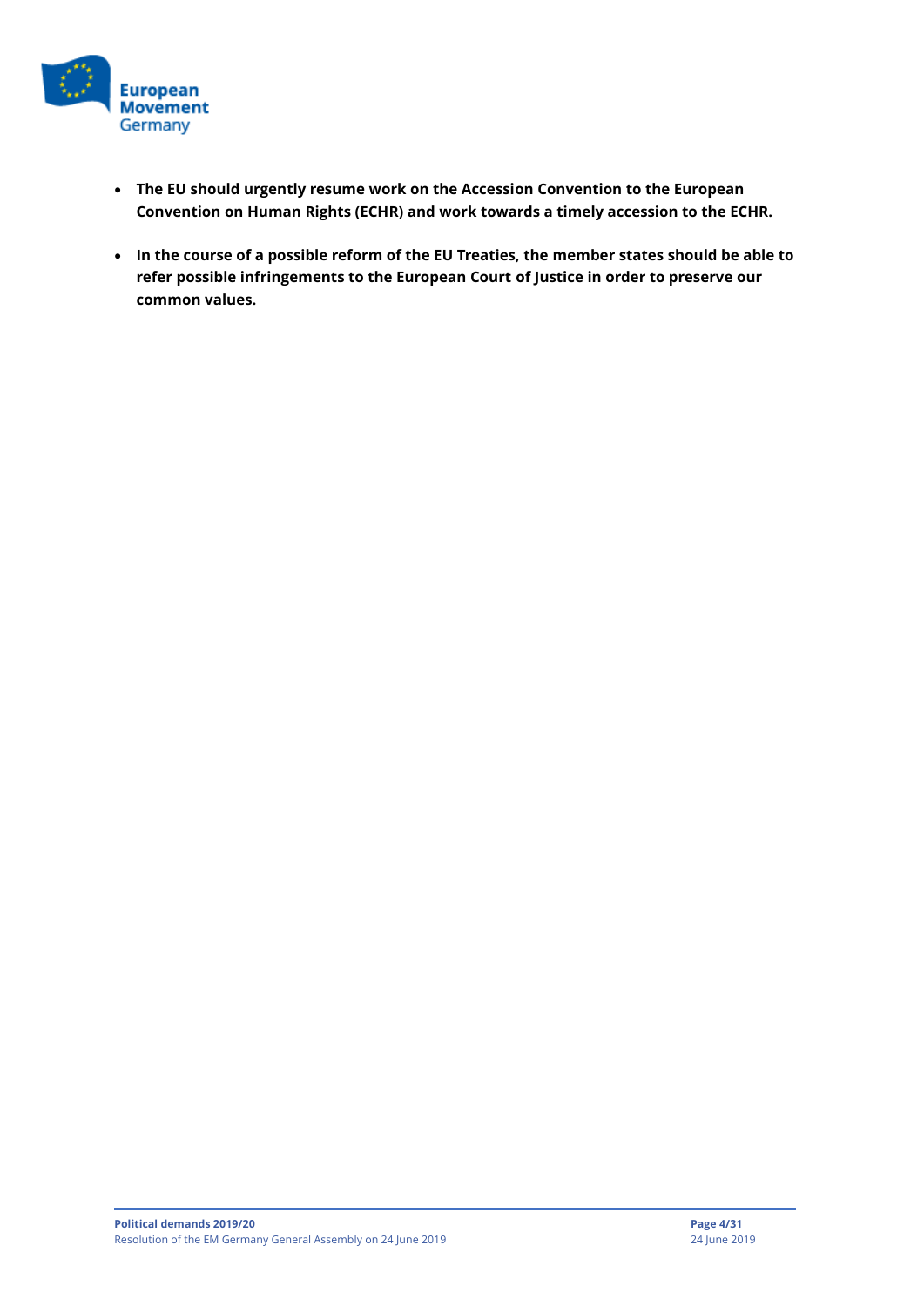- **The EU should urgently resume work on the Accession Convention to the European Convention on Human Rights (ECHR) and work towards a timely accession to the ECHR.**

- **In the course of a possible reform of the EU Treaties, the member states should be able to refer possible infringements to the European Court of Justice in order to preserve our common values.**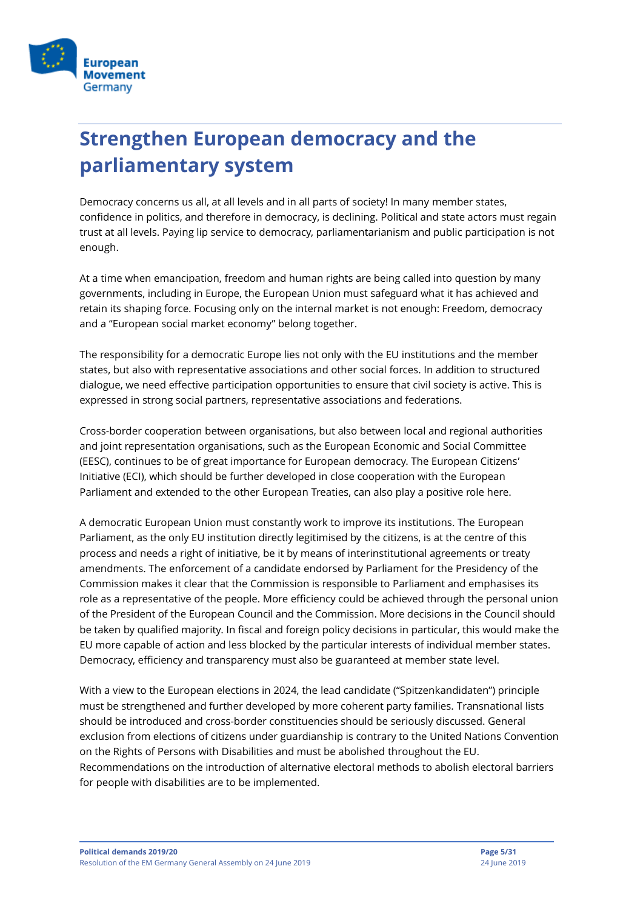# Strengthen European democracy and the parliamentary system

Democracy concerns us all, at all levels and in all parts of society! In many member states, confidence in politics, and therefore in democracy, is declining. Political and state actors must regain trust at all levels. Paying lip service to democracy, parliamentarianism and public participation is not enough.

At a time when emancipation, freedom and human rights are being called into question by many governments, including in Europe, the European Union must safeguard what it has achieved and retain its shaping force. Focusing only on the internal market is not enough: Freedom, democracy and a "European social market economy" belong together.

The responsibility for a democratic Europe lies not only with the EU institutions and the member states, but also with representative associations and other social forces. In addition to structured dialogue, we need effective participation opportunities to ensure that civil society is active. This is expressed in strong social partners, representative associations and federations.

Cross-border cooperation between organisations, but also between local and regional authorities and joint representation organisations, such as the European Economic and Social Committee (EESC), continues to be of great importance for European democracy. The European Citizens' Initiative (ECI), which should be further developed in close cooperation with the European Parliament and extended to the other European Treaties, can also play a positive role here.

A democratic European Union must constantly work to improve its institutions. The European Parliament, as the only EU institution directly legitimised by the citizens, is at the centre of this process and needs a right of initiative, be it by means of interinstitutional agreements or treaty amendments. The enforcement of a candidate endorsed by Parliament for the Presidency of the Commission makes it clear that the Commission is responsible to Parliament and emphasises its role as a representative of the people. More efficiency could be achieved through the personal union of the President of the European Council and the Commission. More decisions in the Council should be taken by qualified majority. In fiscal and foreign policy decisions in particular, this would make the EU more capable of action and less blocked by the particular interests of individual member states. Democracy, efficiency and transparency must also be guaranteed at member state level.

With a view to the European elections in 2024, the lead candidate ("Spitzenkandidaten") principle must be strengthened and further developed by more coherent party families. Transnational lists should be introduced and cross-border constituencies should be seriously discussed. General exclusion from elections of citizens under guardianship is contrary to the United Nations Convention on the Rights of Persons with Disabilities and must be abolished throughout the EU. Recommendations on the introduction of alternative electoral methods to abolish electoral barriers for people with disabilities are to be implemented.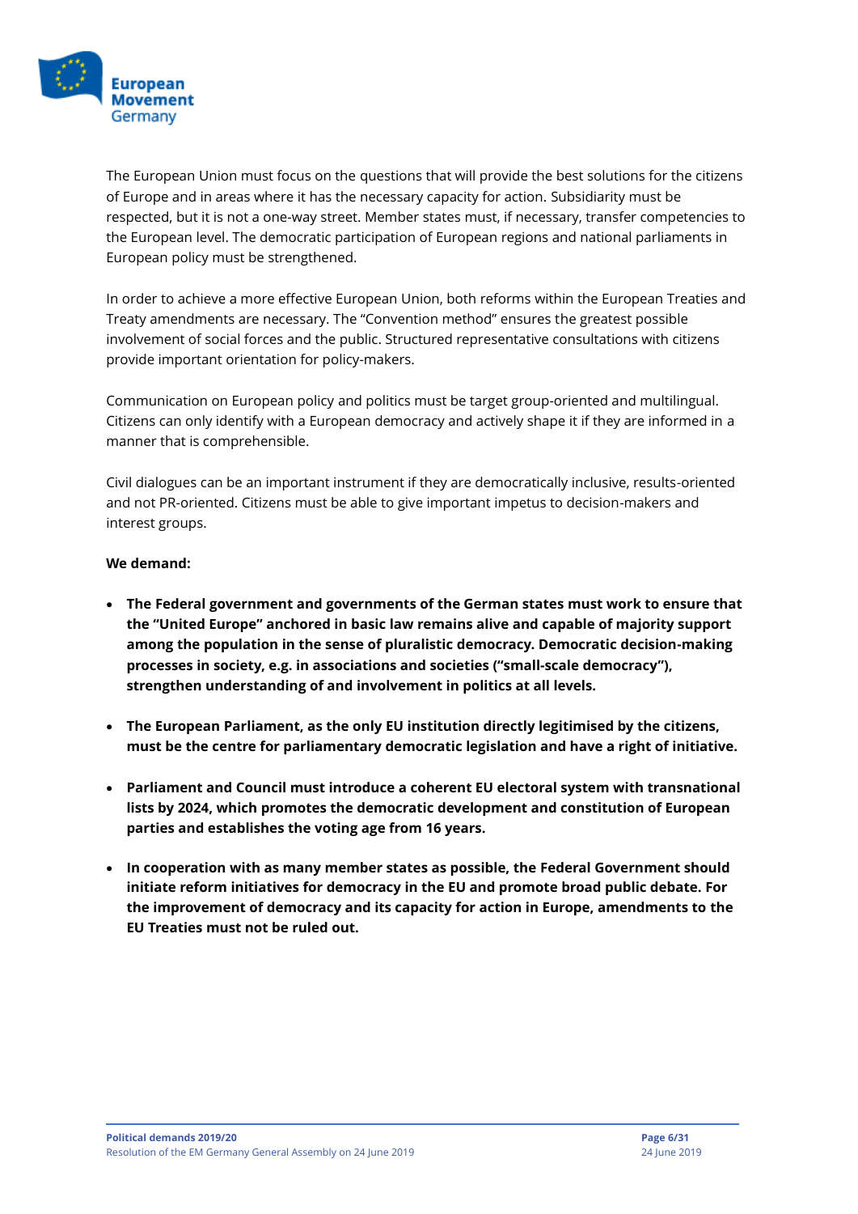The European Union must focus on the questions that will provide the best solutions for the citizens of Europe and in areas where it has the necessary capacity for action. Subsidiarity must be respected, but it is not a one-way street. Member states must, if necessary, transfer competencies to the European level. The democratic participation of European regions and national parliaments in European policy must be strengthened.

In order to achieve a more effective European Union, both reforms within the European Treaties and Treaty amendments are necessary. The "Convention method" ensures the greatest possible involvement of social forces and the public. Structured representative consultations with citizens provide important orientation for policy-makers.

Communication on European policy and politics must be target group-oriented and multilingual. Citizens can only identify with a European democracy and actively shape it if they are informed in a manner that is comprehensible.

Civil dialogues can be an important instrument if they are democratically inclusive, results-oriented and not PR-oriented. Citizens must be able to give important impetus to decision-makers and interest groups.

**We demand:**

- **The Federal government and governments of the German states must work to ensure that the "United Europe" anchored in basic law remains alive and capable of majority support among the population in the sense of pluralistic democracy. Democratic decision-making processes in society, e.g. in associations and societies ("small-scale democracy"), strengthen understanding of and involvement in politics at all levels.**

- **The European Parliament, as the only EU institution directly legitimised by the citizens, must be the centre for parliamentary democratic legislation and have a right of initiative.**

- **Parliament and Council must introduce a coherent EU electoral system with transnational lists by 2024, which promotes the democratic development and constitution of European parties and establishes the voting age from 16 years.**

- **In cooperation with as many member states as possible, the Federal Government should initiate reform initiatives for democracy in the EU and promote broad public debate. For the improvement of democracy and its capacity for action in Europe, amendments to the EU Treaties must not be ruled out.**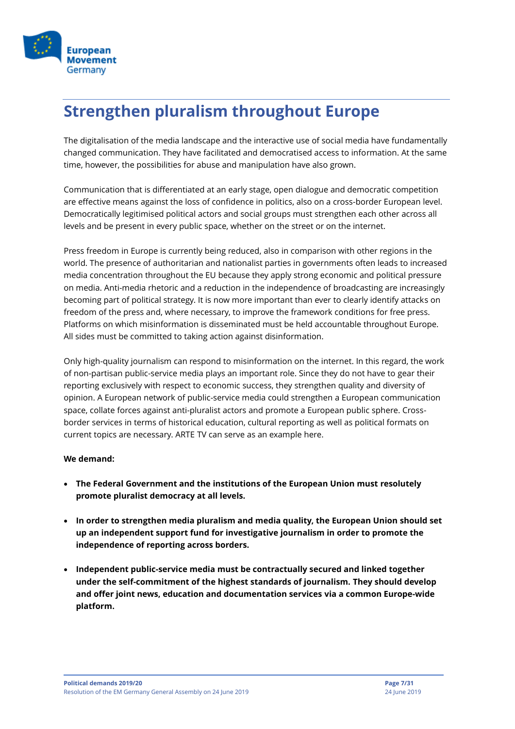# Strengthen pluralism throughout Europe

The digitalisation of the media landscape and the interactive use of social media have fundamentally changed communication. They have facilitated and democratised access to information. At the same time, however, the possibilities for abuse and manipulation have also grown.

Communication that is differentiated at an early stage, open dialogue and democratic competition are effective means against the loss of confidence in politics, also on a cross-border European level. Democratically legitimised political actors and social groups must strengthen each other across all levels and be present in every public space, whether on the street or on the internet.

Press freedom in Europe is currently being reduced, also in comparison with other regions in the world. The presence of authoritarian and nationalist parties in governments often leads to increased media concentration throughout the EU because they apply strong economic and political pressure on media. Anti-media rhetoric and a reduction in the independence of broadcasting are increasingly becoming part of political strategy. It is now more important than ever to clearly identify attacks on freedom of the press and, where necessary, to improve the framework conditions for free press. Platforms on which misinformation is disseminated must be held accountable throughout Europe. All sides must be committed to taking action against disinformation.

Only high-quality journalism can respond to misinformation on the internet. In this regard, the work of non-partisan public-service media plays an important role. Since they do not have to gear their reporting exclusively with respect to economic success, they strengthen quality and diversity of opinion. A European network of public-service media could strengthen a European communication space, collate forces against anti-pluralist actors and promote a European public sphere. Cross-border services in terms of historical education, cultural reporting as well as political formats on current topics are necessary. ARTE TV can serve as an example here.

**We demand:**

- **The Federal Government and the institutions of the European Union must resolutely promote pluralist democracy at all levels.**
- **In order to strengthen media pluralism and media quality, the European Union should set up an independent support fund for investigative journalism in order to promote the independence of reporting across borders.**
- **Independent public-service media must be contractually secured and linked together under the self-commitment of the highest standards of journalism. They should develop and offer joint news, education and documentation services via a common Europe-wide platform.**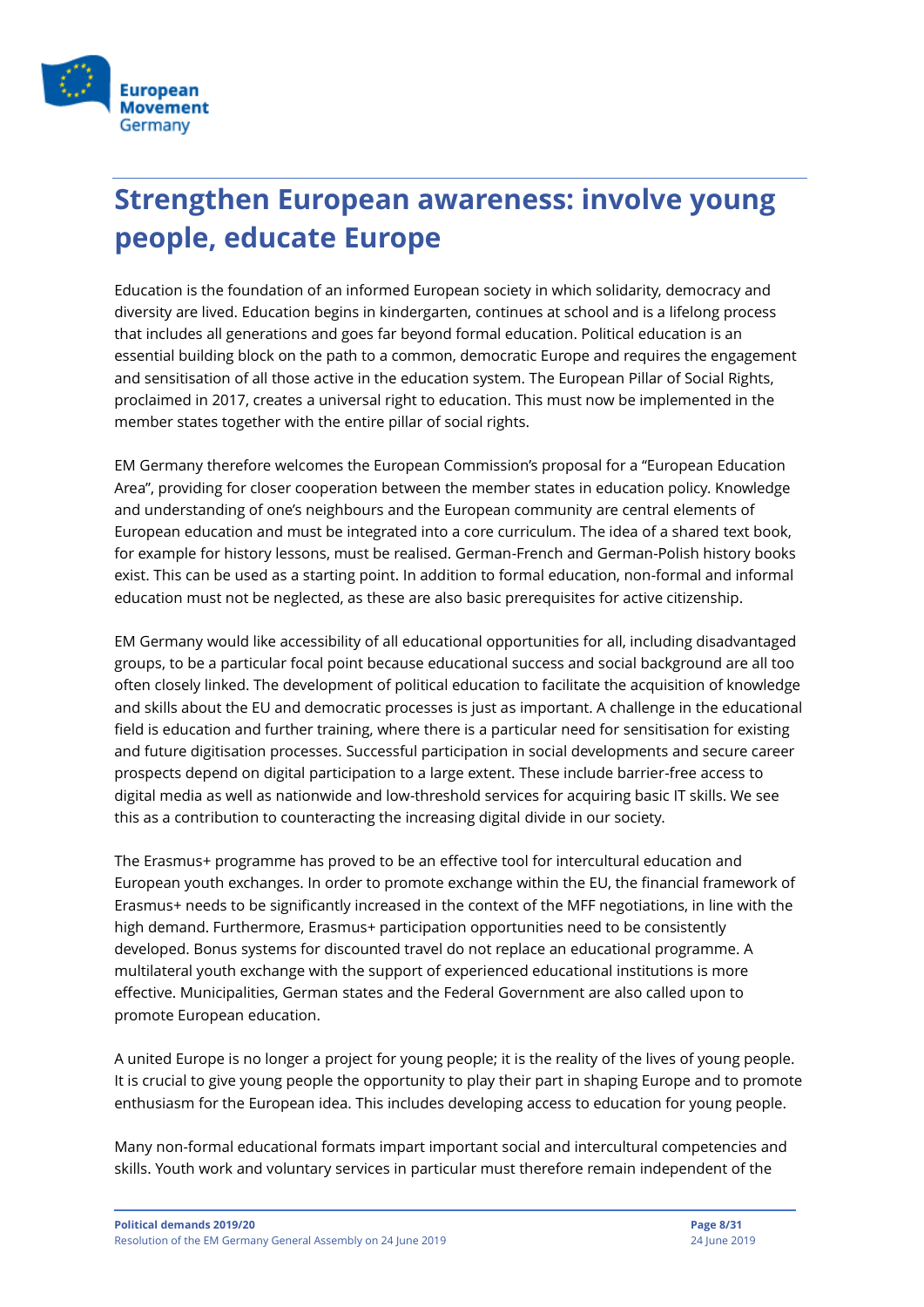# Strengthen European awareness: involve young people, educate Europe

Education is the foundation of an informed European society in which solidarity, democracy and diversity are lived. Education begins in kindergarten, continues at school and is a lifelong process that includes all generations and goes far beyond formal education. Political education is an essential building block on the path to a common, democratic Europe and requires the engagement and sensitisation of all those active in the education system. The European Pillar of Social Rights, proclaimed in 2017, creates a universal right to education. This must now be implemented in the member states together with the entire pillar of social rights.

EM Germany therefore welcomes the European Commission's proposal for a "European Education Area", providing for closer cooperation between the member states in education policy. Knowledge and understanding of one's neighbours and the European community are central elements of European education and must be integrated into a core curriculum. The idea of a shared text book, for example for history lessons, must be realised. German-French and German-Polish history books exist. This can be used as a starting point. In addition to formal education, non-formal and informal education must not be neglected, as these are also basic prerequisites for active citizenship.

EM Germany would like accessibility of all educational opportunities for all, including disadvantaged groups, to be a particular focal point because educational success and social background are all too often closely linked. The development of political education to facilitate the acquisition of knowledge and skills about the EU and democratic processes is just as important. A challenge in the educational field is education and further training, where there is a particular need for sensitisation for existing and future digitisation processes. Successful participation in social developments and secure career prospects depend on digital participation to a large extent. These include barrier-free access to digital media as well as nationwide and low-threshold services for acquiring basic IT skills. We see this as a contribution to counteracting the increasing digital divide in our society.

The Erasmus+ programme has proved to be an effective tool for intercultural education and European youth exchanges. In order to promote exchange within the EU, the financial framework of Erasmus+ needs to be significantly increased in the context of the MFF negotiations, in line with the high demand. Furthermore, Erasmus+ participation opportunities need to be consistently developed. Bonus systems for discounted travel do not replace an educational programme. A multilateral youth exchange with the support of experienced educational institutions is more effective. Municipalities, German states and the Federal Government are also called upon to promote European education.

A united Europe is no longer a project for young people; it is the reality of the lives of young people. It is crucial to give young people the opportunity to play their part in shaping Europe and to promote enthusiasm for the European idea. This includes developing access to education for young people.

Many non-formal educational formats impart important social and intercultural competencies and skills. Youth work and voluntary services in particular must therefore remain independent of the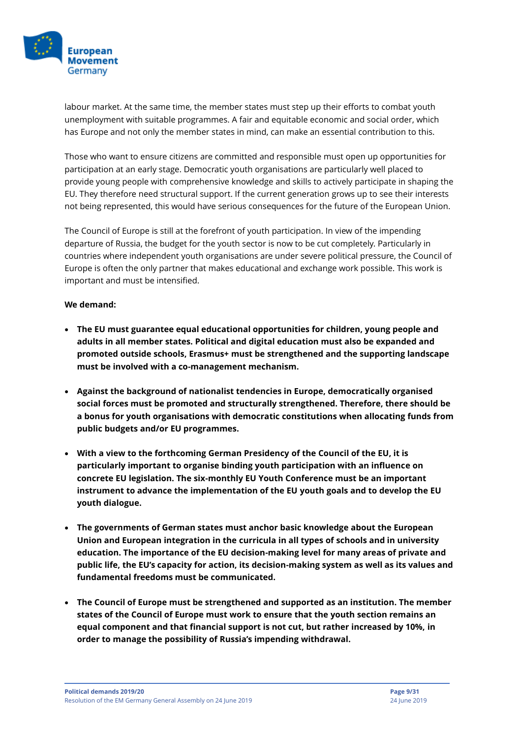labour market. At the same time, the member states must step up their efforts to combat youth unemployment with suitable programmes. A fair and equitable economic and social order, which has Europe and not only the member states in mind, can make an essential contribution to this.

Those who want to ensure citizens are committed and responsible must open up opportunities for participation at an early stage. Democratic youth organisations are particularly well placed to provide young people with comprehensive knowledge and skills to actively participate in shaping the EU. They therefore need structural support. If the current generation grows up to see their interests not being represented, this would have serious consequences for the future of the European Union.

The Council of Europe is still at the forefront of youth participation. In view of the impending departure of Russia, the budget for the youth sector is now to be cut completely. Particularly in countries where independent youth organisations are under severe political pressure, the Council of Europe is often the only partner that makes educational and exchange work possible. This work is important and must be intensified.

**We demand:**

- **The EU must guarantee equal educational opportunities for children, young people and adults in all member states. Political and digital education must also be expanded and promoted outside schools, Erasmus+ must be strengthened and the supporting landscape must be involved with a co-management mechanism.**

- **Against the background of nationalist tendencies in Europe, democratically organised social forces must be promoted and structurally strengthened. Therefore, there should be a bonus for youth organisations with democratic constitutions when allocating funds from public budgets and/or EU programmes.**

- **With a view to the forthcoming German Presidency of the Council of the EU, it is particularly important to organise binding youth participation with an influence on concrete EU legislation. The six-monthly EU Youth Conference must be an important instrument to advance the implementation of the EU youth goals and to develop the EU youth dialogue.**

- **The governments of German states must anchor basic knowledge about the European Union and European integration in the curricula in all types of schools and in university education. The importance of the EU decision-making level for many areas of private and public life, the EU's capacity for action, its decision-making system as well as its values and fundamental freedoms must be communicated.**

- **The Council of Europe must be strengthened and supported as an institution. The member states of the Council of Europe must work to ensure that the youth section remains an equal component and that financial support is not cut, but rather increased by 10%, in order to manage the possibility of Russia's impending withdrawal.**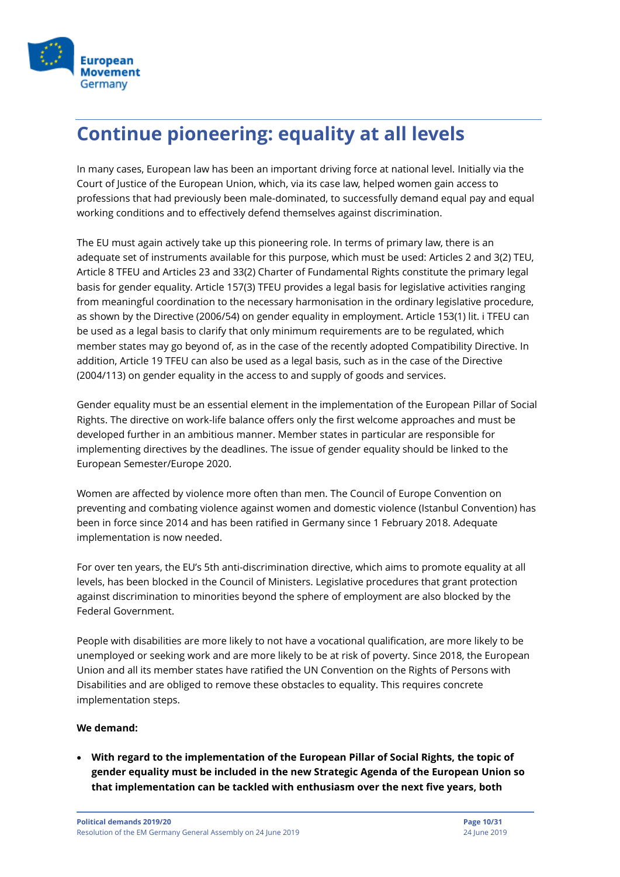# Continue pioneering: equality at all levels

In many cases, European law has been an important driving force at national level. Initially via the Court of Justice of the European Union, which, via its case law, helped women gain access to professions that had previously been male-dominated, to successfully demand equal pay and equal working conditions and to effectively defend themselves against discrimination.

The EU must again actively take up this pioneering role. In terms of primary law, there is an adequate set of instruments available for this purpose, which must be used: Articles 2 and 3(2) TEU, Article 8 TFEU and Articles 23 and 33(2) Charter of Fundamental Rights constitute the primary legal basis for gender equality. Article 157(3) TFEU provides a legal basis for legislative activities ranging from meaningful coordination to the necessary harmonisation in the ordinary legislative procedure, as shown by the Directive (2006/54) on gender equality in employment. Article 153(1) lit. i TFEU can be used as a legal basis to clarify that only minimum requirements are to be regulated, which member states may go beyond of, as in the case of the recently adopted Compatibility Directive. In addition, Article 19 TFEU can also be used as a legal basis, such as in the case of the Directive (2004/113) on gender equality in the access to and supply of goods and services.

Gender equality must be an essential element in the implementation of the European Pillar of Social Rights. The directive on work-life balance offers only the first welcome approaches and must be developed further in an ambitious manner. Member states in particular are responsible for implementing directives by the deadlines. The issue of gender equality should be linked to the European Semester/Europe 2020.

Women are affected by violence more often than men. The Council of Europe Convention on preventing and combating violence against women and domestic violence (Istanbul Convention) has been in force since 2014 and has been ratified in Germany since 1 February 2018. Adequate implementation is now needed.

For over ten years, the EU's 5th anti-discrimination directive, which aims to promote equality at all levels, has been blocked in the Council of Ministers. Legislative procedures that grant protection against discrimination to minorities beyond the sphere of employment are also blocked by the Federal Government.

People with disabilities are more likely to not have a vocational qualification, are more likely to be unemployed or seeking work and are more likely to be at risk of poverty. Since 2018, the European Union and all its member states have ratified the UN Convention on the Rights of Persons with Disabilities and are obliged to remove these obstacles to equality. This requires concrete implementation steps.

**We demand:**

- **With regard to the implementation of the European Pillar of Social Rights, the topic of gender equality must be included in the new Strategic Agenda of the European Union so that implementation can be tackled with enthusiasm over the next five years, both**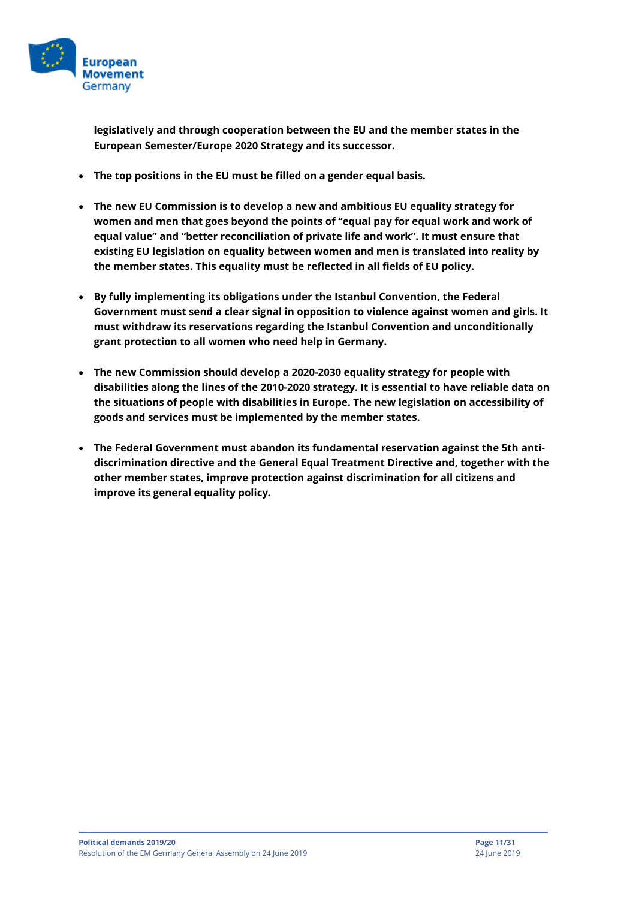**legislatively and through cooperation between the EU and the member states in the European Semester/Europe 2020 Strategy and its successor.**

- **The top positions in the EU must be filled on a gender equal basis.**

- **The new EU Commission is to develop a new and ambitious EU equality strategy for women and men that goes beyond the points of “equal pay for equal work and work of equal value” and “better reconciliation of private life and work”. It must ensure that existing EU legislation on equality between women and men is translated into reality by the member states. This equality must be reflected in all fields of EU policy.**

- **By fully implementing its obligations under the Istanbul Convention, the Federal Government must send a clear signal in opposition to violence against women and girls. It must withdraw its reservations regarding the Istanbul Convention and unconditionally grant protection to all women who need help in Germany.**

- **The new Commission should develop a 2020-2030 equality strategy for people with disabilities along the lines of the 2010-2020 strategy. It is essential to have reliable data on the situations of people with disabilities in Europe. The new legislation on accessibility of goods and services must be implemented by the member states.**

- **The Federal Government must abandon its fundamental reservation against the 5th anti-discrimination directive and the General Equal Treatment Directive and, together with the other member states, improve protection against discrimination for all citizens and improve its general equality policy.**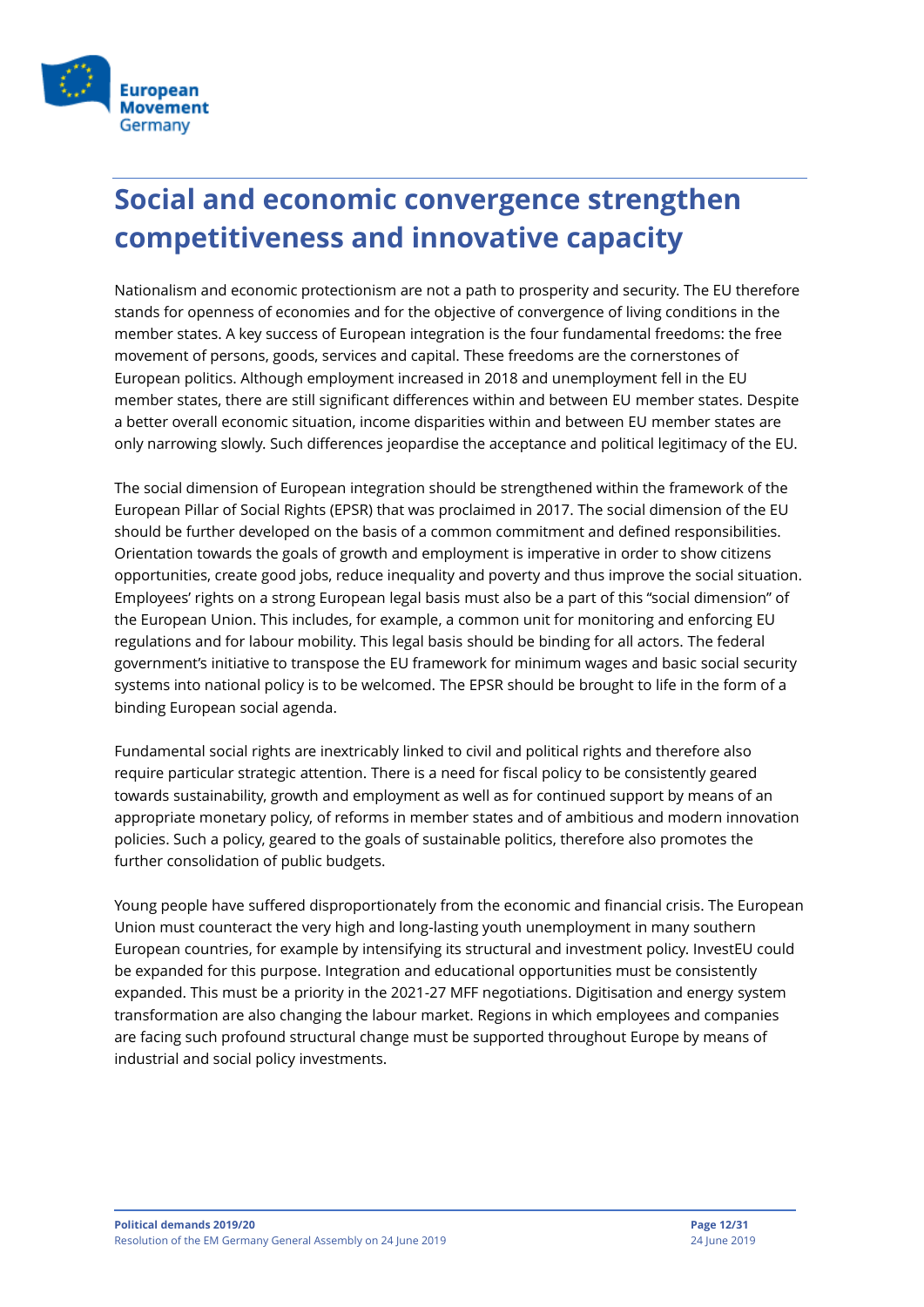## Social and economic convergence strengthen competitiveness and innovative capacity

Nationalism and economic protectionism are not a path to prosperity and security. The EU therefore stands for openness of economies and for the objective of convergence of living conditions in the member states. A key success of European integration is the four fundamental freedoms: the free movement of persons, goods, services and capital. These freedoms are the cornerstones of European politics. Although employment increased in 2018 and unemployment fell in the EU member states, there are still significant differences within and between EU member states. Despite a better overall economic situation, income disparities within and between EU member states are only narrowing slowly. Such differences jeopardise the acceptance and political legitimacy of the EU.

The social dimension of European integration should be strengthened within the framework of the European Pillar of Social Rights (EPSR) that was proclaimed in 2017. The social dimension of the EU should be further developed on the basis of a common commitment and defined responsibilities. Orientation towards the goals of growth and employment is imperative in order to show citizens opportunities, create good jobs, reduce inequality and poverty and thus improve the social situation. Employees' rights on a strong European legal basis must also be a part of this "social dimension" of the European Union. This includes, for example, a common unit for monitoring and enforcing EU regulations and for labour mobility. This legal basis should be binding for all actors. The federal government's initiative to transpose the EU framework for minimum wages and basic social security systems into national policy is to be welcomed. The EPSR should be brought to life in the form of a binding European social agenda.

Fundamental social rights are inextricably linked to civil and political rights and therefore also require particular strategic attention. There is a need for fiscal policy to be consistently geared towards sustainability, growth and employment as well as for continued support by means of an appropriate monetary policy, of reforms in member states and of ambitious and modern innovation policies. Such a policy, geared to the goals of sustainable politics, therefore also promotes the further consolidation of public budgets.

Young people have suffered disproportionately from the economic and financial crisis. The European Union must counteract the very high and long-lasting youth unemployment in many southern European countries, for example by intensifying its structural and investment policy. InvestEU could be expanded for this purpose. Integration and educational opportunities must be consistently expanded. This must be a priority in the 2021-27 MFF negotiations. Digitisation and energy system transformation are also changing the labour market. Regions in which employees and companies are facing such profound structural change must be supported throughout Europe by means of industrial and social policy investments.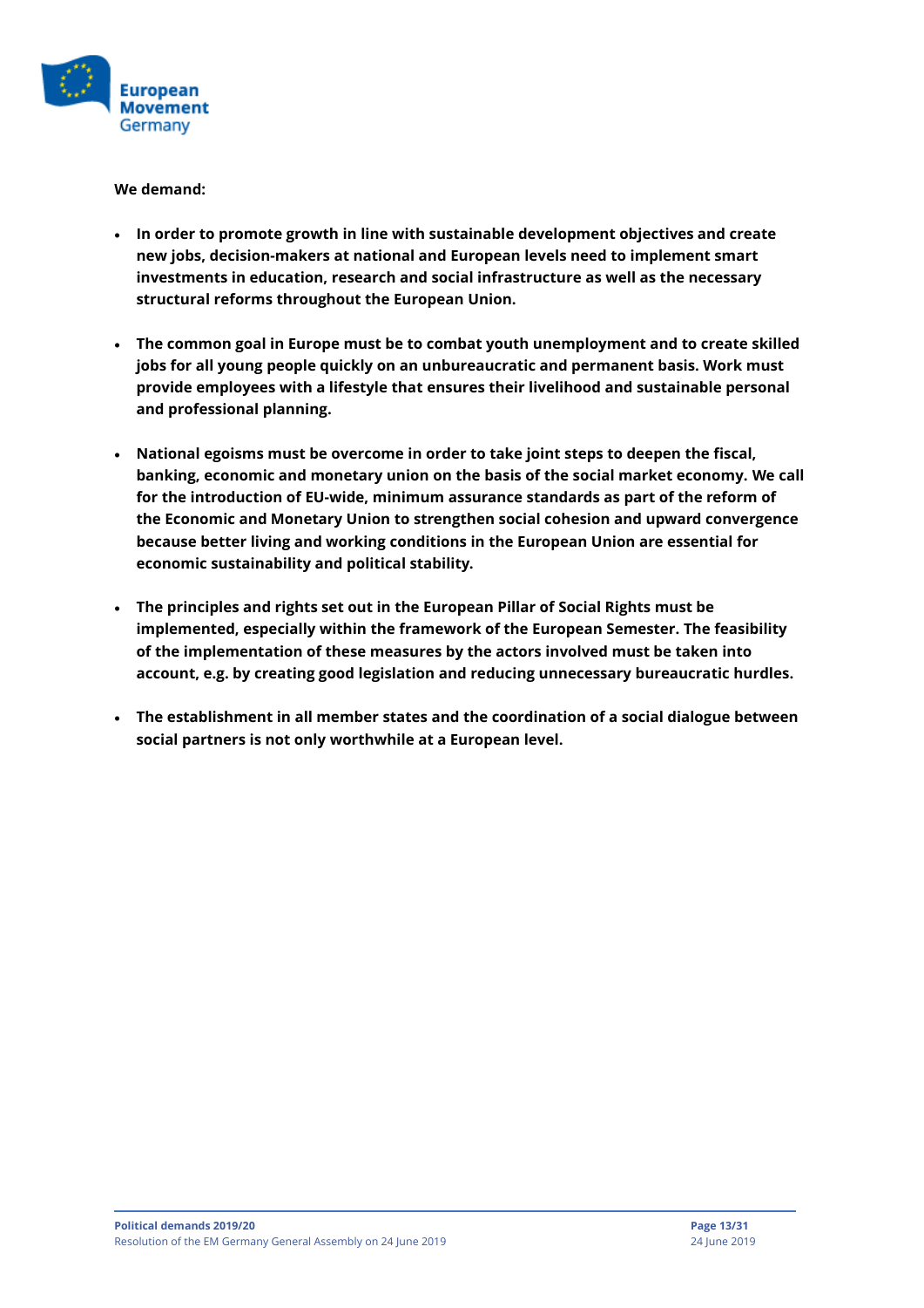**We demand:**

- **In order to promote growth in line with sustainable development objectives and create new jobs, decision-makers at national and European levels need to implement smart investments in education, research and social infrastructure as well as the necessary structural reforms throughout the European Union.**

- **The common goal in Europe must be to combat youth unemployment and to create skilled jobs for all young people quickly on an unbureaucratic and permanent basis. Work must provide employees with a lifestyle that ensures their livelihood and sustainable personal and professional planning.**

- **National egoisms must be overcome in order to take joint steps to deepen the fiscal, banking, economic and monetary union on the basis of the social market economy. We call for the introduction of EU-wide, minimum assurance standards as part of the reform of the Economic and Monetary Union to strengthen social cohesion and upward convergence because better living and working conditions in the European Union are essential for economic sustainability and political stability.**

- **The principles and rights set out in the European Pillar of Social Rights must be implemented, especially within the framework of the European Semester. The feasibility of the implementation of these measures by the actors involved must be taken into account, e.g. by creating good legislation and reducing unnecessary bureaucratic hurdles.**

- **The establishment in all member states and the coordination of a social dialogue between social partners is not only worthwhile at a European level.**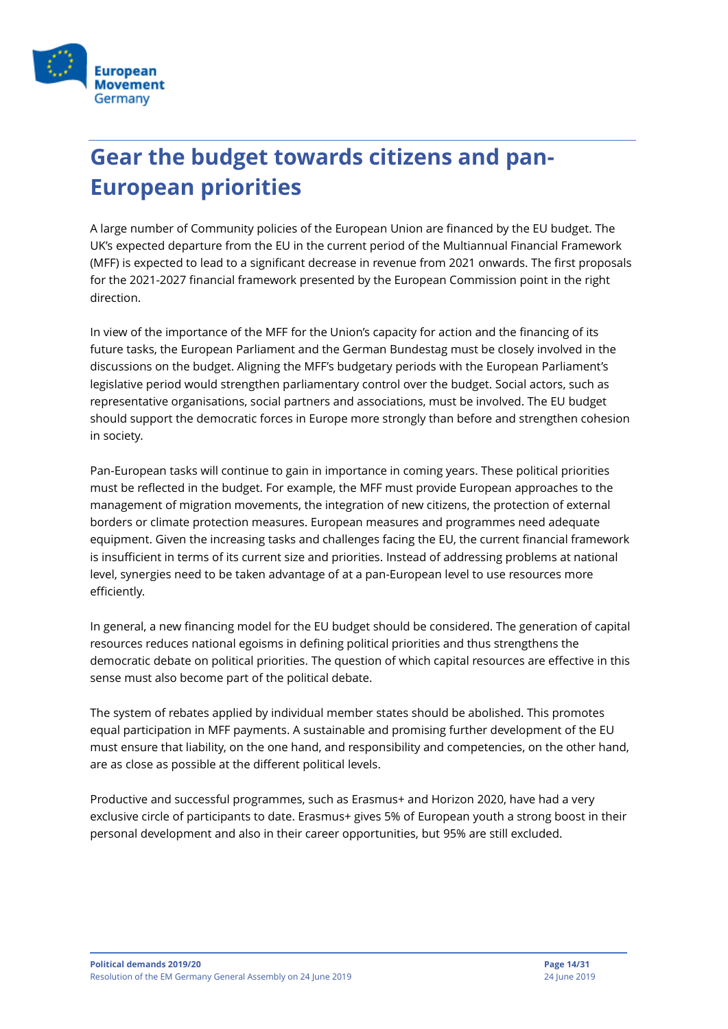# Gear the budget towards citizens and pan-European priorities

A large number of Community policies of the European Union are financed by the EU budget. The UK's expected departure from the EU in the current period of the Multiannual Financial Framework (MFF) is expected to lead to a significant decrease in revenue from 2021 onwards. The first proposals for the 2021-2027 financial framework presented by the European Commission point in the right direction.

In view of the importance of the MFF for the Union's capacity for action and the financing of its future tasks, the European Parliament and the German Bundestag must be closely involved in the discussions on the budget. Aligning the MFF's budgetary periods with the European Parliament's legislative period would strengthen parliamentary control over the budget. Social actors, such as representative organisations, social partners and associations, must be involved. The EU budget should support the democratic forces in Europe more strongly than before and strengthen cohesion in society.

Pan-European tasks will continue to gain in importance in coming years. These political priorities must be reflected in the budget. For example, the MFF must provide European approaches to the management of migration movements, the integration of new citizens, the protection of external borders or climate protection measures. European measures and programmes need adequate equipment. Given the increasing tasks and challenges facing the EU, the current financial framework is insufficient in terms of its current size and priorities. Instead of addressing problems at national level, synergies need to be taken advantage of at a pan-European level to use resources more efficiently.

In general, a new financing model for the EU budget should be considered. The generation of capital resources reduces national egoisms in defining political priorities and thus strengthens the democratic debate on political priorities. The question of which capital resources are effective in this sense must also become part of the political debate.

The system of rebates applied by individual member states should be abolished. This promotes equal participation in MFF payments. A sustainable and promising further development of the EU must ensure that liability, on the one hand, and responsibility and competencies, on the other hand, are as close as possible at the different political levels.

Productive and successful programmes, such as Erasmus+ and Horizon 2020, have had a very exclusive circle of participants to date. Erasmus+ gives 5% of European youth a strong boost in their personal development and also in their career opportunities, but 95% are still excluded.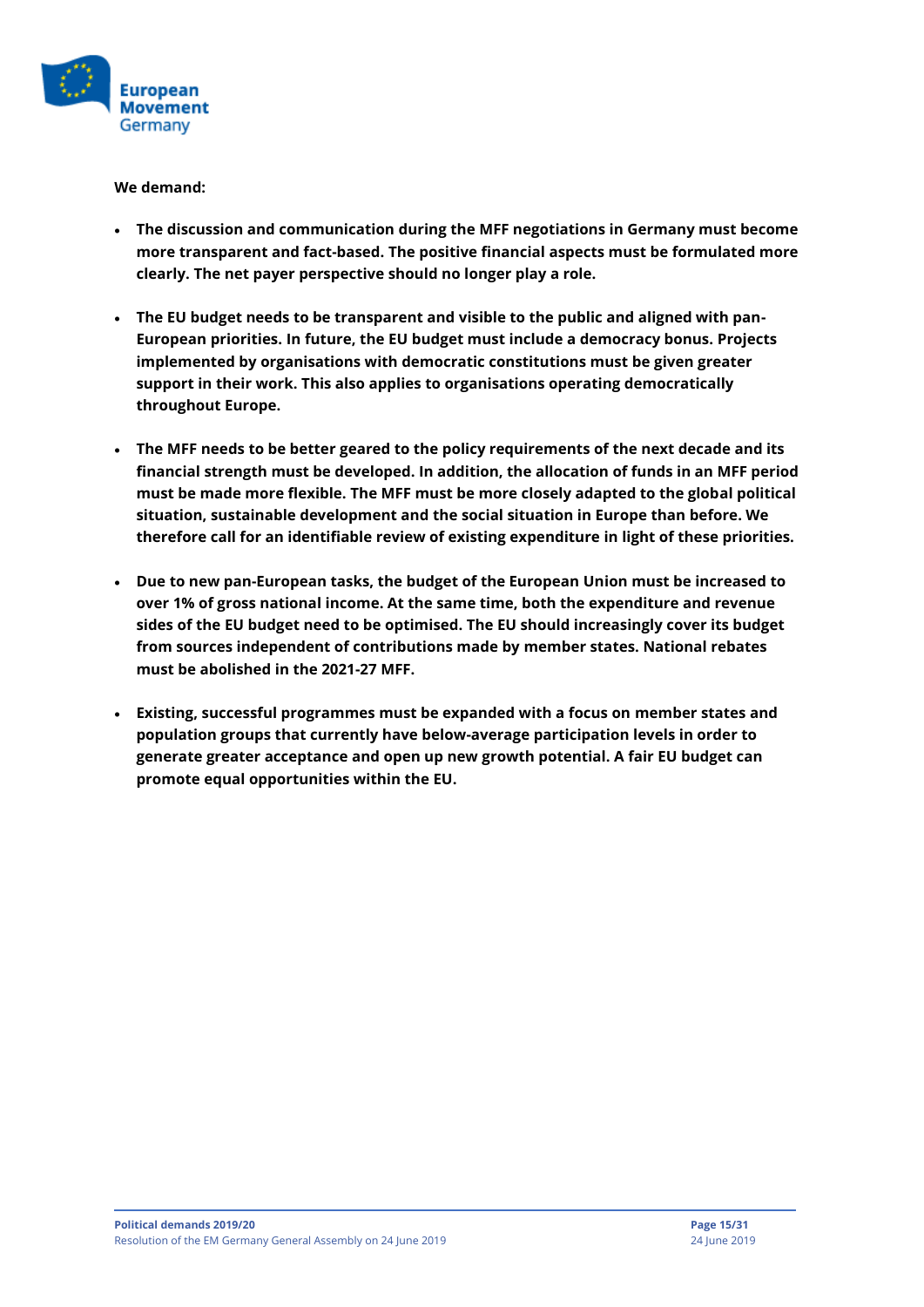**We demand:**

- **The discussion and communication during the MFF negotiations in Germany must become more transparent and fact-based. The positive financial aspects must be formulated more clearly. The net payer perspective should no longer play a role.**

- **The EU budget needs to be transparent and visible to the public and aligned with pan-European priorities. In future, the EU budget must include a democracy bonus. Projects implemented by organisations with democratic constitutions must be given greater support in their work. This also applies to organisations operating democratically throughout Europe.**

- **The MFF needs to be better geared to the policy requirements of the next decade and its financial strength must be developed. In addition, the allocation of funds in an MFF period must be made more flexible. The MFF must be more closely adapted to the global political situation, sustainable development and the social situation in Europe than before. We therefore call for an identifiable review of existing expenditure in light of these priorities.**

- **Due to new pan-European tasks, the budget of the European Union must be increased to over 1% of gross national income. At the same time, both the expenditure and revenue sides of the EU budget need to be optimised. The EU should increasingly cover its budget from sources independent of contributions made by member states. National rebates must be abolished in the 2021-27 MFF.**

- **Existing, successful programmes must be expanded with a focus on member states and population groups that currently have below-average participation levels in order to generate greater acceptance and open up new growth potential. A fair EU budget can promote equal opportunities within the EU.**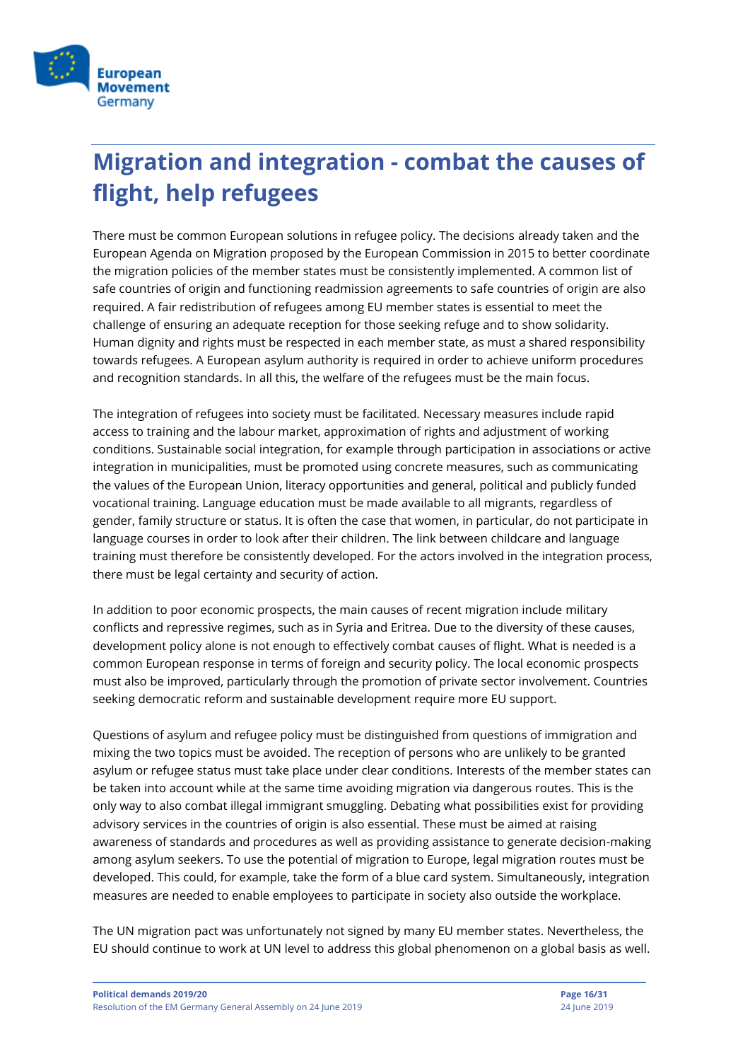# Migration and integration - combat the causes of flight, help refugees

There must be common European solutions in refugee policy. The decisions already taken and the European Agenda on Migration proposed by the European Commission in 2015 to better coordinate the migration policies of the member states must be consistently implemented. A common list of safe countries of origin and functioning readmission agreements to safe countries of origin are also required. A fair redistribution of refugees among EU member states is essential to meet the challenge of ensuring an adequate reception for those seeking refuge and to show solidarity. Human dignity and rights must be respected in each member state, as must a shared responsibility towards refugees. A European asylum authority is required in order to achieve uniform procedures and recognition standards. In all this, the welfare of the refugees must be the main focus.

The integration of refugees into society must be facilitated. Necessary measures include rapid access to training and the labour market, approximation of rights and adjustment of working conditions. Sustainable social integration, for example through participation in associations or active integration in municipalities, must be promoted using concrete measures, such as communicating the values of the European Union, literacy opportunities and general, political and publicly funded vocational training. Language education must be made available to all migrants, regardless of gender, family structure or status. It is often the case that women, in particular, do not participate in language courses in order to look after their children. The link between childcare and language training must therefore be consistently developed. For the actors involved in the integration process, there must be legal certainty and security of action.

In addition to poor economic prospects, the main causes of recent migration include military conflicts and repressive regimes, such as in Syria and Eritrea. Due to the diversity of these causes, development policy alone is not enough to effectively combat causes of flight. What is needed is a common European response in terms of foreign and security policy. The local economic prospects must also be improved, particularly through the promotion of private sector involvement. Countries seeking democratic reform and sustainable development require more EU support.

Questions of asylum and refugee policy must be distinguished from questions of immigration and mixing the two topics must be avoided. The reception of persons who are unlikely to be granted asylum or refugee status must take place under clear conditions. Interests of the member states can be taken into account while at the same time avoiding migration via dangerous routes. This is the only way to also combat illegal immigrant smuggling. Debating what possibilities exist for providing advisory services in the countries of origin is also essential. These must be aimed at raising awareness of standards and procedures as well as providing assistance to generate decision-making among asylum seekers. To use the potential of migration to Europe, legal migration routes must be developed. This could, for example, take the form of a blue card system. Simultaneously, integration measures are needed to enable employees to participate in society also outside the workplace.

The UN migration pact was unfortunately not signed by many EU member states. Nevertheless, the EU should continue to work at UN level to address this global phenomenon on a global basis as well.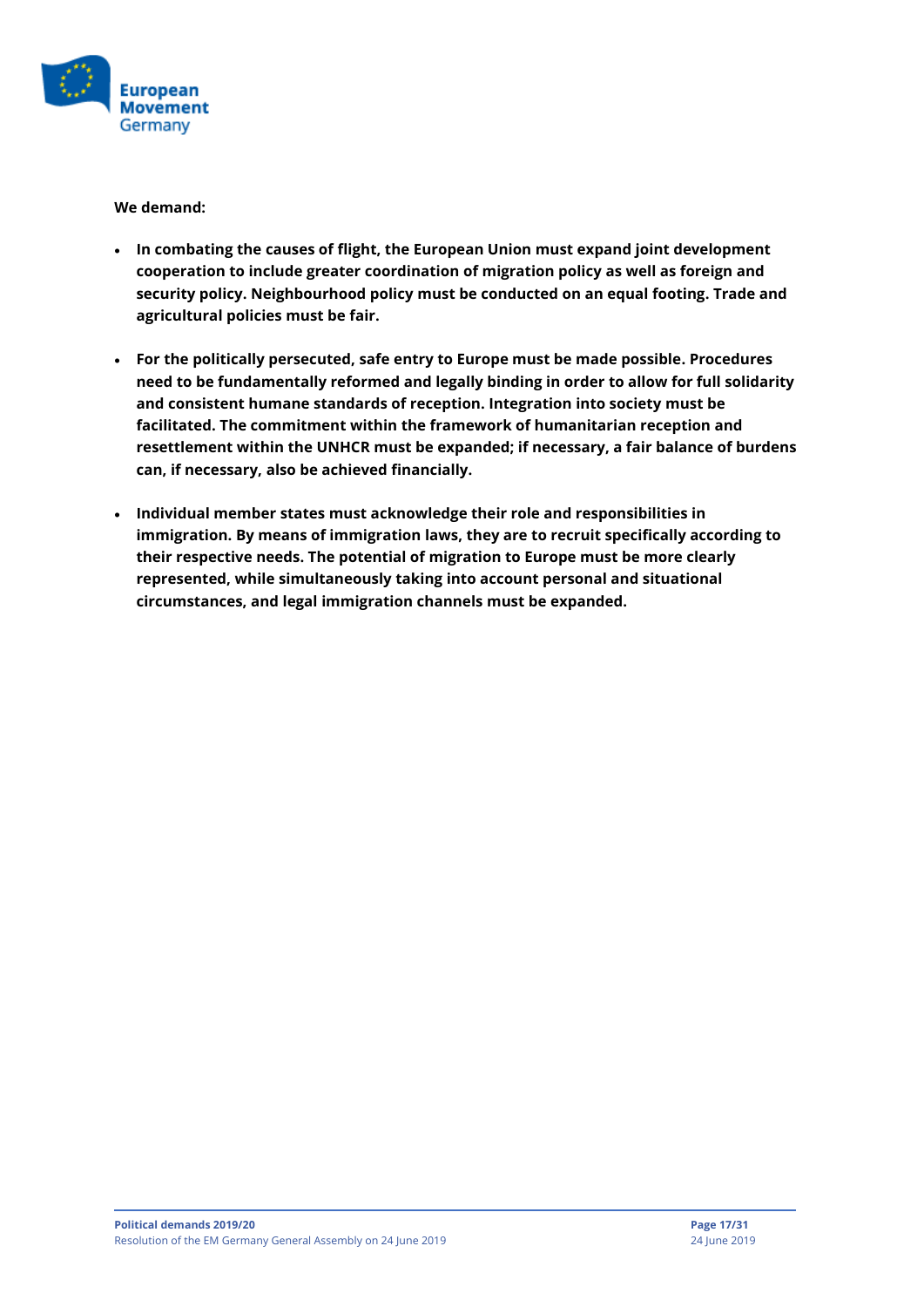**We demand:**

- **In combating the causes of flight, the European Union must expand joint development cooperation to include greater coordination of migration policy as well as foreign and security policy. Neighbourhood policy must be conducted on an equal footing. Trade and agricultural policies must be fair.**

- **For the politically persecuted, safe entry to Europe must be made possible. Procedures need to be fundamentally reformed and legally binding in order to allow for full solidarity and consistent humane standards of reception. Integration into society must be facilitated. The commitment within the framework of humanitarian reception and resettlement within the UNHCR must be expanded; if necessary, a fair balance of burdens can, if necessary, also be achieved financially.**

- **Individual member states must acknowledge their role and responsibilities in immigration. By means of immigration laws, they are to recruit specifically according to their respective needs. The potential of migration to Europe must be more clearly represented, while simultaneously taking into account personal and situational circumstances, and legal immigration channels must be expanded.**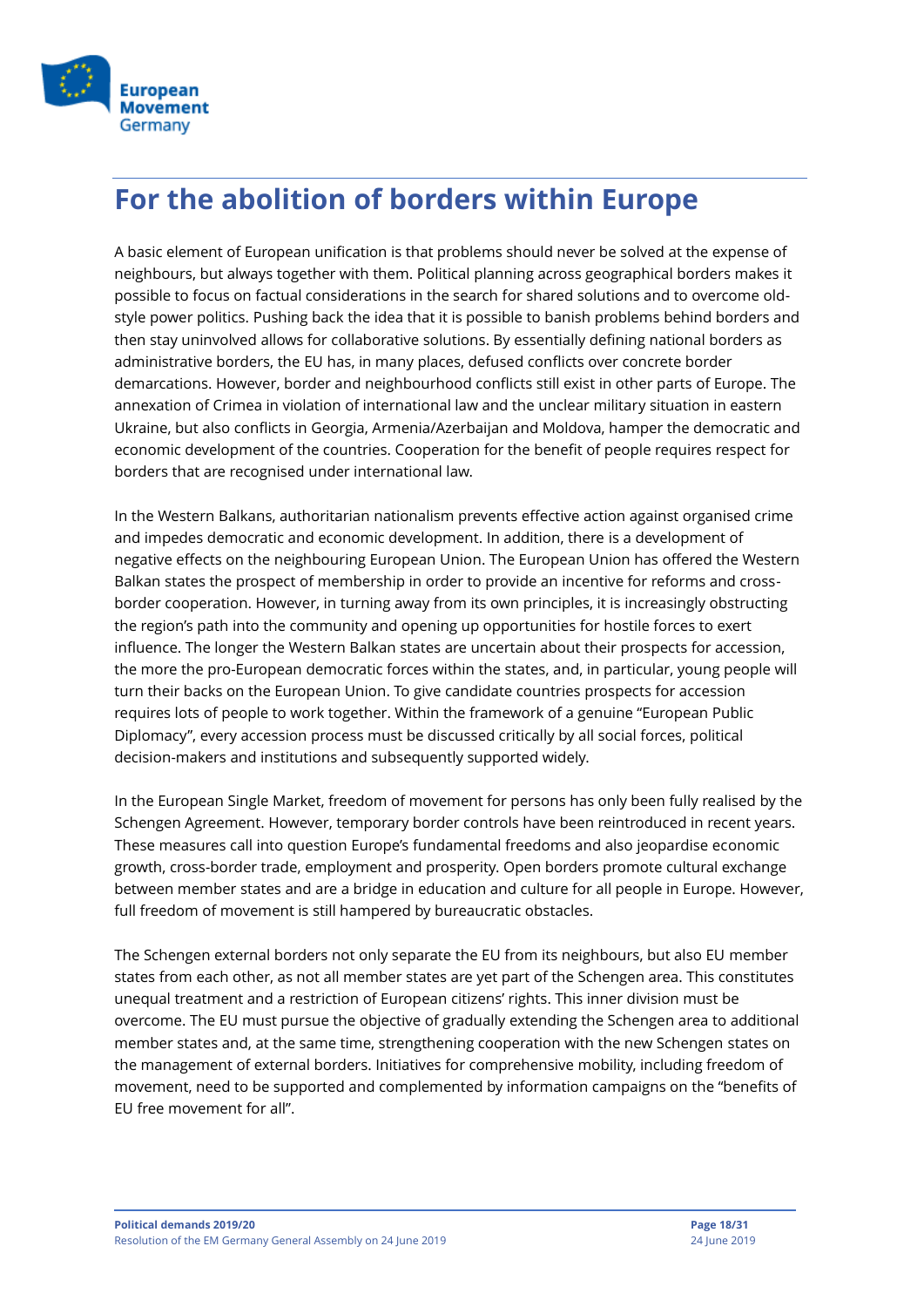# For the abolition of borders within Europe

A basic element of European unification is that problems should never be solved at the expense of neighbours, but always together with them. Political planning across geographical borders makes it possible to focus on factual considerations in the search for shared solutions and to overcome old-style power politics. Pushing back the idea that it is possible to banish problems behind borders and then stay uninvolved allows for collaborative solutions. By essentially defining national borders as administrative borders, the EU has, in many places, defused conflicts over concrete border demarcations. However, border and neighbourhood conflicts still exist in other parts of Europe. The annexation of Crimea in violation of international law and the unclear military situation in eastern Ukraine, but also conflicts in Georgia, Armenia/Azerbaijan and Moldova, hamper the democratic and economic development of the countries. Cooperation for the benefit of people requires respect for borders that are recognised under international law.

In the Western Balkans, authoritarian nationalism prevents effective action against organised crime and impedes democratic and economic development. In addition, there is a development of negative effects on the neighbouring European Union. The European Union has offered the Western Balkan states the prospect of membership in order to provide an incentive for reforms and cross-border cooperation. However, in turning away from its own principles, it is increasingly obstructing the region's path into the community and opening up opportunities for hostile forces to exert influence. The longer the Western Balkan states are uncertain about their prospects for accession, the more the pro-European democratic forces within the states, and, in particular, young people will turn their backs on the European Union. To give candidate countries prospects for accession requires lots of people to work together. Within the framework of a genuine "European Public Diplomacy", every accession process must be discussed critically by all social forces, political decision-makers and institutions and subsequently supported widely.

In the European Single Market, freedom of movement for persons has only been fully realised by the Schengen Agreement. However, temporary border controls have been reintroduced in recent years. These measures call into question Europe's fundamental freedoms and also jeopardise economic growth, cross-border trade, employment and prosperity. Open borders promote cultural exchange between member states and are a bridge in education and culture for all people in Europe. However, full freedom of movement is still hampered by bureaucratic obstacles.

The Schengen external borders not only separate the EU from its neighbours, but also EU member states from each other, as not all member states are yet part of the Schengen area. This constitutes unequal treatment and a restriction of European citizens' rights. This inner division must be overcome. The EU must pursue the objective of gradually extending the Schengen area to additional member states and, at the same time, strengthening cooperation with the new Schengen states on the management of external borders. Initiatives for comprehensive mobility, including freedom of movement, need to be supported and complemented by information campaigns on the "benefits of EU free movement for all".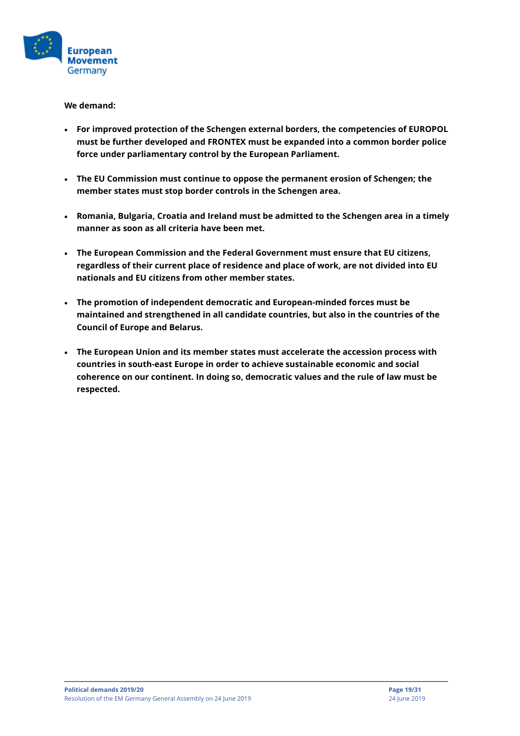**We demand:**

- **For improved protection of the Schengen external borders, the competencies of EUROPOL must be further developed and FRONTEX must be expanded into a common border police force under parliamentary control by the European Parliament.**

- **The EU Commission must continue to oppose the permanent erosion of Schengen; the member states must stop border controls in the Schengen area.**

- **Romania, Bulgaria, Croatia and Ireland must be admitted to the Schengen area in a timely manner as soon as all criteria have been met.**

- **The European Commission and the Federal Government must ensure that EU citizens, regardless of their current place of residence and place of work, are not divided into EU nationals and EU citizens from other member states.**

- **The promotion of independent democratic and European-minded forces must be maintained and strengthened in all candidate countries, but also in the countries of the Council of Europe and Belarus.**

- **The European Union and its member states must accelerate the accession process with countries in south-east Europe in order to achieve sustainable economic and social coherence on our continent. In doing so, democratic values and the rule of law must be respected.**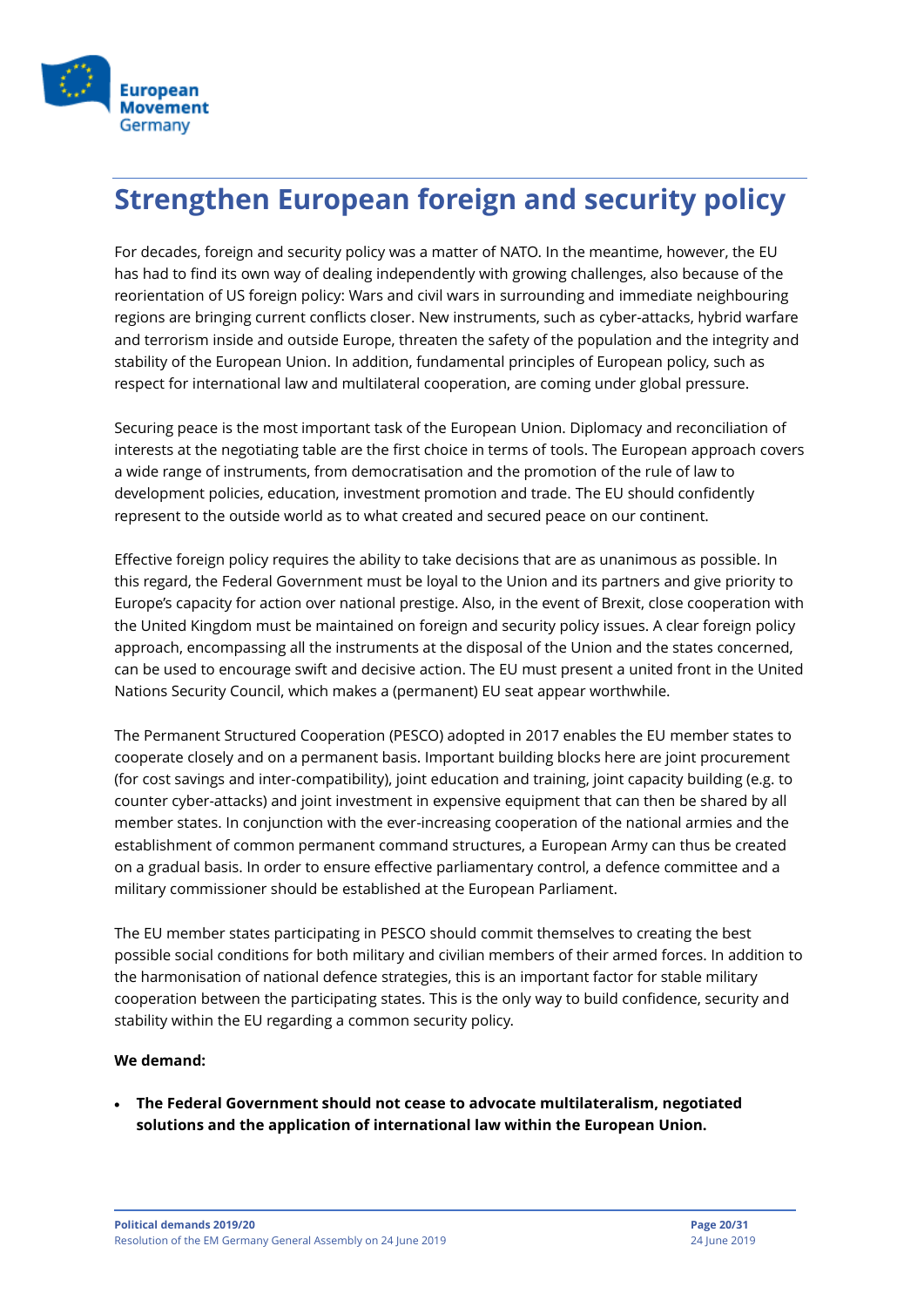# Strengthen European foreign and security policy

For decades, foreign and security policy was a matter of NATO. In the meantime, however, the EU has had to find its own way of dealing independently with growing challenges, also because of the reorientation of US foreign policy: Wars and civil wars in surrounding and immediate neighbouring regions are bringing current conflicts closer. New instruments, such as cyber-attacks, hybrid warfare and terrorism inside and outside Europe, threaten the safety of the population and the integrity and stability of the European Union. In addition, fundamental principles of European policy, such as respect for international law and multilateral cooperation, are coming under global pressure.

Securing peace is the most important task of the European Union. Diplomacy and reconciliation of interests at the negotiating table are the first choice in terms of tools. The European approach covers a wide range of instruments, from democratisation and the promotion of the rule of law to development policies, education, investment promotion and trade. The EU should confidently represent to the outside world as to what created and secured peace on our continent.

Effective foreign policy requires the ability to take decisions that are as unanimous as possible. In this regard, the Federal Government must be loyal to the Union and its partners and give priority to Europe's capacity for action over national prestige. Also, in the event of Brexit, close cooperation with the United Kingdom must be maintained on foreign and security policy issues. A clear foreign policy approach, encompassing all the instruments at the disposal of the Union and the states concerned, can be used to encourage swift and decisive action. The EU must present a united front in the United Nations Security Council, which makes a (permanent) EU seat appear worthwhile.

The Permanent Structured Cooperation (PESCO) adopted in 2017 enables the EU member states to cooperate closely and on a permanent basis. Important building blocks here are joint procurement (for cost savings and inter-compatibility), joint education and training, joint capacity building (e.g. to counter cyber-attacks) and joint investment in expensive equipment that can then be shared by all member states. In conjunction with the ever-increasing cooperation of the national armies and the establishment of common permanent command structures, a European Army can thus be created on a gradual basis. In order to ensure effective parliamentary control, a defence committee and a military commissioner should be established at the European Parliament.

The EU member states participating in PESCO should commit themselves to creating the best possible social conditions for both military and civilian members of their armed forces. In addition to the harmonisation of national defence strategies, this is an important factor for stable military cooperation between the participating states. This is the only way to build confidence, security and stability within the EU regarding a common security policy.

**We demand:**

- **The Federal Government should not cease to advocate multilateralism, negotiated solutions and the application of international law within the European Union.**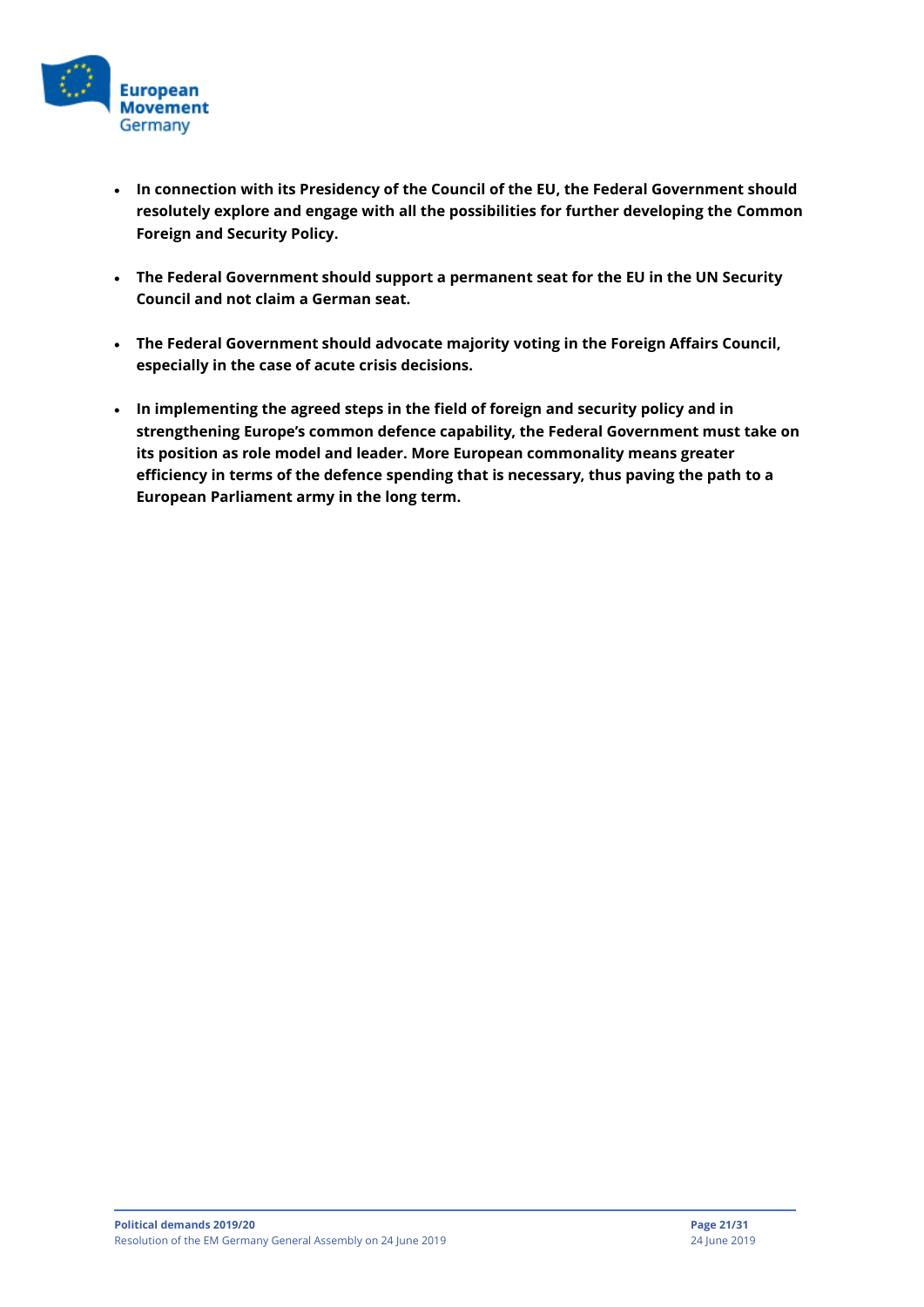- **In connection with its Presidency of the Council of the EU, the Federal Government should resolutely explore and engage with all the possibilities for further developing the Common Foreign and Security Policy.**

- **The Federal Government should support a permanent seat for the EU in the UN Security Council and not claim a German seat.**

- **The Federal Government should advocate majority voting in the Foreign Affairs Council, especially in the case of acute crisis decisions.**

- **In implementing the agreed steps in the field of foreign and security policy and in strengthening Europe's common defence capability, the Federal Government must take on its position as role model and leader. More European commonality means greater efficiency in terms of the defence spending that is necessary, thus paving the path to a European Parliament army in the long term.**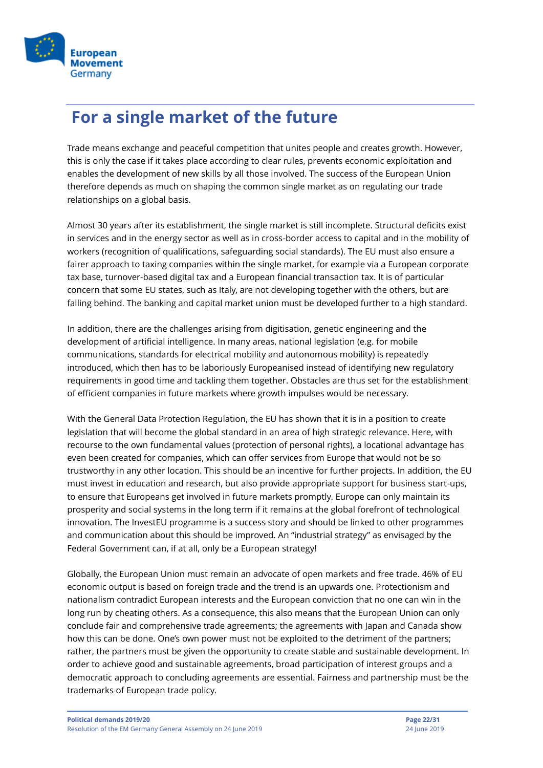# For a single market of the future

Trade means exchange and peaceful competition that unites people and creates growth. However, this is only the case if it takes place according to clear rules, prevents economic exploitation and enables the development of new skills by all those involved. The success of the European Union therefore depends as much on shaping the common single market as on regulating our trade relationships on a global basis.

Almost 30 years after its establishment, the single market is still incomplete. Structural deficits exist in services and in the energy sector as well as in cross-border access to capital and in the mobility of workers (recognition of qualifications, safeguarding social standards). The EU must also ensure a fairer approach to taxing companies within the single market, for example via a European corporate tax base, turnover-based digital tax and a European financial transaction tax. It is of particular concern that some EU states, such as Italy, are not developing together with the others, but are falling behind. The banking and capital market union must be developed further to a high standard.

In addition, there are the challenges arising from digitisation, genetic engineering and the development of artificial intelligence. In many areas, national legislation (e.g. for mobile communications, standards for electrical mobility and autonomous mobility) is repeatedly introduced, which then has to be laboriously Europeanised instead of identifying new regulatory requirements in good time and tackling them together. Obstacles are thus set for the establishment of efficient companies in future markets where growth impulses would be necessary.

With the General Data Protection Regulation, the EU has shown that it is in a position to create legislation that will become the global standard in an area of high strategic relevance. Here, with recourse to the own fundamental values (protection of personal rights), a locational advantage has even been created for companies, which can offer services from Europe that would not be so trustworthy in any other location. This should be an incentive for further projects. In addition, the EU must invest in education and research, but also provide appropriate support for business start-ups, to ensure that Europeans get involved in future markets promptly. Europe can only maintain its prosperity and social systems in the long term if it remains at the global forefront of technological innovation. The InvestEU programme is a success story and should be linked to other programmes and communication about this should be improved. An "industrial strategy" as envisaged by the Federal Government can, if at all, only be a European strategy!

Globally, the European Union must remain an advocate of open markets and free trade. 46% of EU economic output is based on foreign trade and the trend is an upwards one. Protectionism and nationalism contradict European interests and the European conviction that no one can win in the long run by cheating others. As a consequence, this also means that the European Union can only conclude fair and comprehensive trade agreements; the agreements with Japan and Canada show how this can be done. One's own power must not be exploited to the detriment of the partners; rather, the partners must be given the opportunity to create stable and sustainable development. In order to achieve good and sustainable agreements, broad participation of interest groups and a democratic approach to concluding agreements are essential. Fairness and partnership must be the trademarks of European trade policy.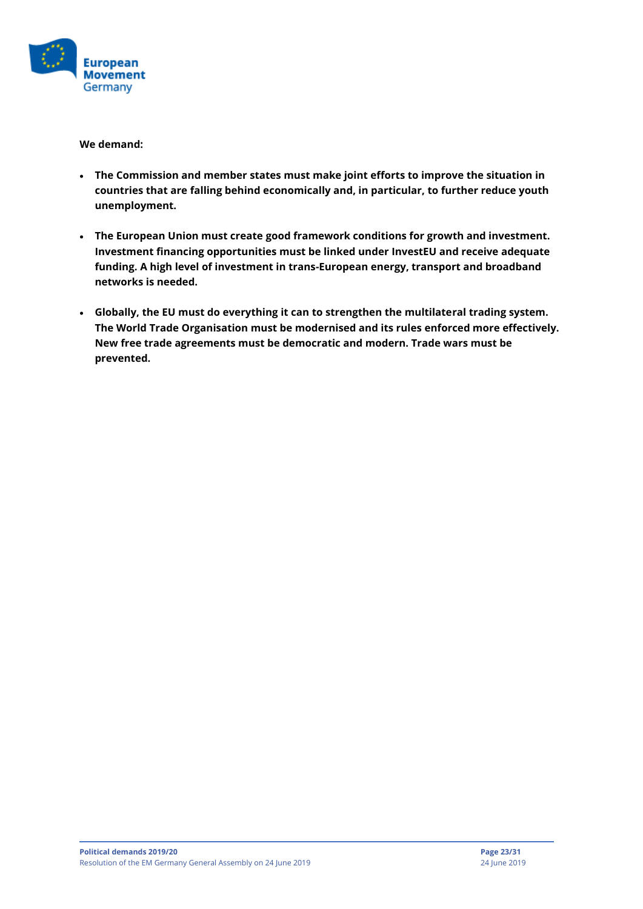**We demand:**

- **The Commission and member states must make joint efforts to improve the situation in countries that are falling behind economically and, in particular, to further reduce youth unemployment.**
- **The European Union must create good framework conditions for growth and investment. Investment financing opportunities must be linked under InvestEU and receive adequate funding. A high level of investment in trans-European energy, transport and broadband networks is needed.**
- **Globally, the EU must do everything it can to strengthen the multilateral trading system. The World Trade Organisation must be modernised and its rules enforced more effectively. New free trade agreements must be democratic and modern. Trade wars must be prevented.**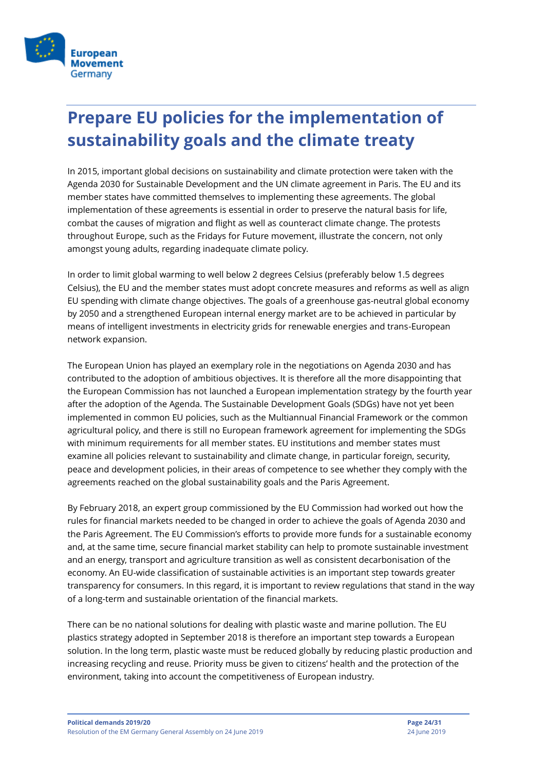# Prepare EU policies for the implementation of sustainability goals and the climate treaty

In 2015, important global decisions on sustainability and climate protection were taken with the Agenda 2030 for Sustainable Development and the UN climate agreement in Paris. The EU and its member states have committed themselves to implementing these agreements. The global implementation of these agreements is essential in order to preserve the natural basis for life, combat the causes of migration and flight as well as counteract climate change. The protests throughout Europe, such as the Fridays for Future movement, illustrate the concern, not only amongst young adults, regarding inadequate climate policy.

In order to limit global warming to well below 2 degrees Celsius (preferably below 1.5 degrees Celsius), the EU and the member states must adopt concrete measures and reforms as well as align EU spending with climate change objectives. The goals of a greenhouse gas-neutral global economy by 2050 and a strengthened European internal energy market are to be achieved in particular by means of intelligent investments in electricity grids for renewable energies and trans-European network expansion.

The European Union has played an exemplary role in the negotiations on Agenda 2030 and has contributed to the adoption of ambitious objectives. It is therefore all the more disappointing that the European Commission has not launched a European implementation strategy by the fourth year after the adoption of the Agenda. The Sustainable Development Goals (SDGs) have not yet been implemented in common EU policies, such as the Multiannual Financial Framework or the common agricultural policy, and there is still no European framework agreement for implementing the SDGs with minimum requirements for all member states. EU institutions and member states must examine all policies relevant to sustainability and climate change, in particular foreign, security, peace and development policies, in their areas of competence to see whether they comply with the agreements reached on the global sustainability goals and the Paris Agreement.

By February 2018, an expert group commissioned by the EU Commission had worked out how the rules for financial markets needed to be changed in order to achieve the goals of Agenda 2030 and the Paris Agreement. The EU Commission's efforts to provide more funds for a sustainable economy and, at the same time, secure financial market stability can help to promote sustainable investment and an energy, transport and agriculture transition as well as consistent decarbonisation of the economy. An EU-wide classification of sustainable activities is an important step towards greater transparency for consumers. In this regard, it is important to review regulations that stand in the way of a long-term and sustainable orientation of the financial markets.

There can be no national solutions for dealing with plastic waste and marine pollution. The EU plastics strategy adopted in September 2018 is therefore an important step towards a European solution. In the long term, plastic waste must be reduced globally by reducing plastic production and increasing recycling and reuse. Priority muss be given to citizens' health and the protection of the environment, taking into account the competitiveness of European industry.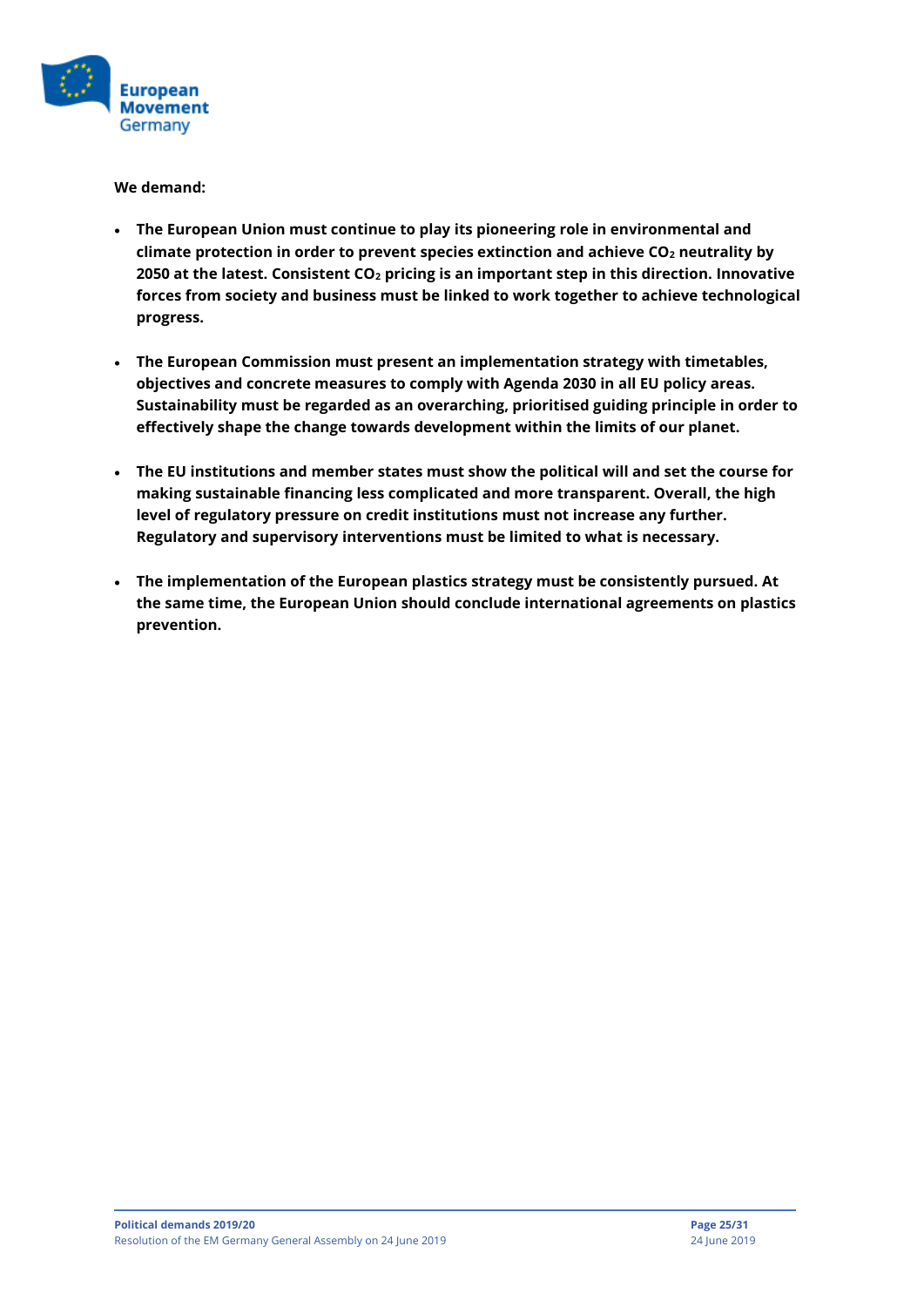**We demand:**

- **The European Union must continue to play its pioneering role in environmental and climate protection in order to prevent species extinction and achieve $CO_2$ neutrality by 2050 at the latest. Consistent $CO_2$ pricing is an important step in this direction. Innovative forces from society and business must be linked to work together to achieve technological progress.**

- **The European Commission must present an implementation strategy with timetables, objectives and concrete measures to comply with Agenda 2030 in all EU policy areas. Sustainability must be regarded as an overarching, prioritised guiding principle in order to effectively shape the change towards development within the limits of our planet.**

- **The EU institutions and member states must show the political will and set the course for making sustainable financing less complicated and more transparent. Overall, the high level of regulatory pressure on credit institutions must not increase any further. Regulatory and supervisory interventions must be limited to what is necessary.**

- **The implementation of the European plastics strategy must be consistently pursued. At the same time, the European Union should conclude international agreements on plastics prevention.**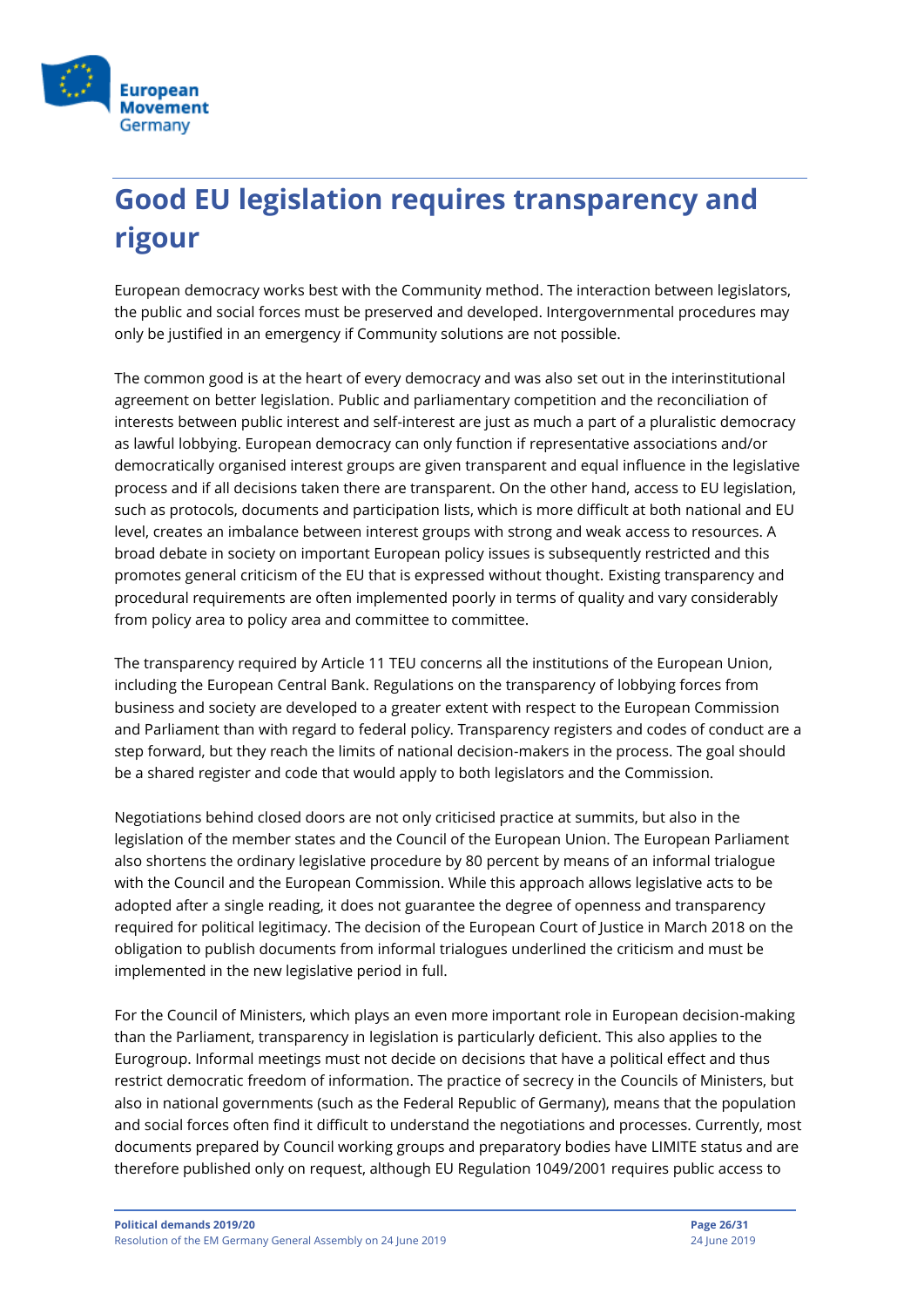# Good EU legislation requires transparency and rigour

European democracy works best with the Community method. The interaction between legislators, the public and social forces must be preserved and developed. Intergovernmental procedures may only be justified in an emergency if Community solutions are not possible.

The common good is at the heart of every democracy and was also set out in the interinstitutional agreement on better legislation. Public and parliamentary competition and the reconciliation of interests between public interest and self-interest are just as much a part of a pluralistic democracy as lawful lobbying. European democracy can only function if representative associations and/or democratically organised interest groups are given transparent and equal influence in the legislative process and if all decisions taken there are transparent. On the other hand, access to EU legislation, such as protocols, documents and participation lists, which is more difficult at both national and EU level, creates an imbalance between interest groups with strong and weak access to resources. A broad debate in society on important European policy issues is subsequently restricted and this promotes general criticism of the EU that is expressed without thought. Existing transparency and procedural requirements are often implemented poorly in terms of quality and vary considerably from policy area to policy area and committee to committee.

The transparency required by Article 11 TEU concerns all the institutions of the European Union, including the European Central Bank. Regulations on the transparency of lobbying forces from business and society are developed to a greater extent with respect to the European Commission and Parliament than with regard to federal policy. Transparency registers and codes of conduct are a step forward, but they reach the limits of national decision-makers in the process. The goal should be a shared register and code that would apply to both legislators and the Commission.

Negotiations behind closed doors are not only criticised practice at summits, but also in the legislation of the member states and the Council of the European Union. The European Parliament also shortens the ordinary legislative procedure by 80 percent by means of an informal trialogue with the Council and the European Commission. While this approach allows legislative acts to be adopted after a single reading, it does not guarantee the degree of openness and transparency required for political legitimacy. The decision of the European Court of Justice in March 2018 on the obligation to publish documents from informal trialogues underlined the criticism and must be implemented in the new legislative period in full.

For the Council of Ministers, which plays an even more important role in European decision-making than the Parliament, transparency in legislation is particularly deficient. This also applies to the Eurogroup. Informal meetings must not decide on decisions that have a political effect and thus restrict democratic freedom of information. The practice of secrecy in the Councils of Ministers, but also in national governments (such as the Federal Republic of Germany), means that the population and social forces often find it difficult to understand the negotiations and processes. Currently, most documents prepared by Council working groups and preparatory bodies have LIMITE status and are therefore published only on request, although EU Regulation 1049/2001 requires public access to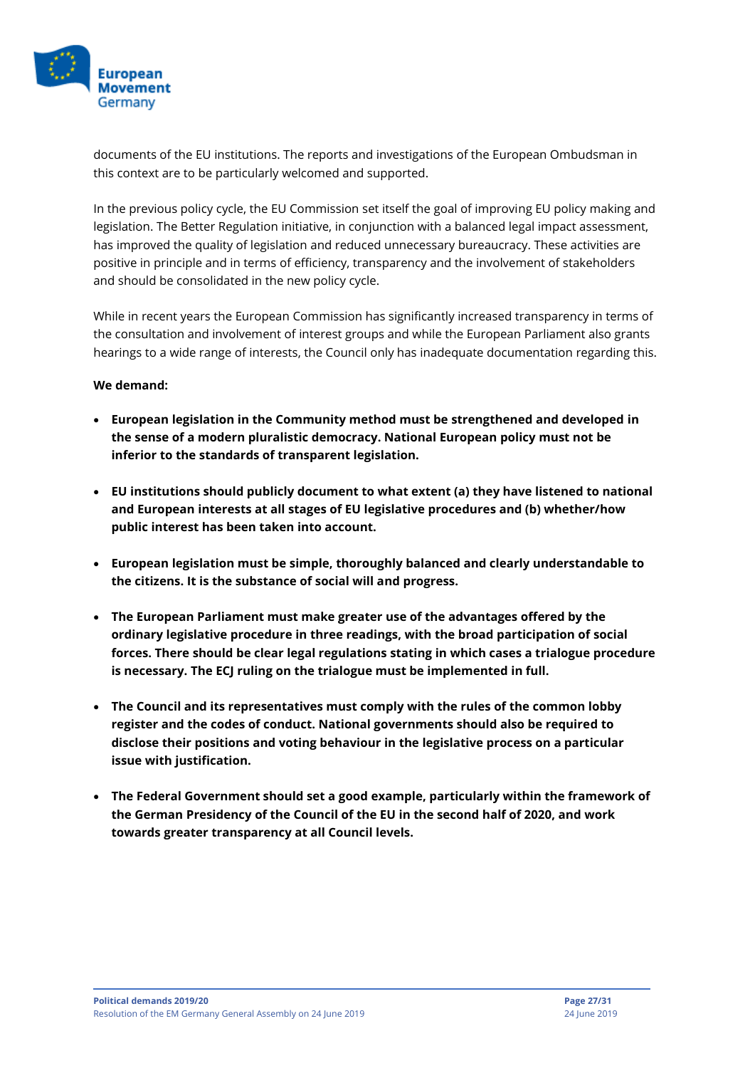documents of the EU institutions. The reports and investigations of the European Ombudsman in this context are to be particularly welcomed and supported.

In the previous policy cycle, the EU Commission set itself the goal of improving EU policy making and legislation. The Better Regulation initiative, in conjunction with a balanced legal impact assessment, has improved the quality of legislation and reduced unnecessary bureaucracy. These activities are positive in principle and in terms of efficiency, transparency and the involvement of stakeholders and should be consolidated in the new policy cycle.

While in recent years the European Commission has significantly increased transparency in terms of the consultation and involvement of interest groups and while the European Parliament also grants hearings to a wide range of interests, the Council only has inadequate documentation regarding this.

**We demand:**

- **European legislation in the Community method must be strengthened and developed in the sense of a modern pluralistic democracy. National European policy must not be inferior to the standards of transparent legislation.**
- **EU institutions should publicly document to what extent (a) they have listened to national and European interests at all stages of EU legislative procedures and (b) whether/how public interest has been taken into account.**
- **European legislation must be simple, thoroughly balanced and clearly understandable to the citizens. It is the substance of social will and progress.**
- **The European Parliament must make greater use of the advantages offered by the ordinary legislative procedure in three readings, with the broad participation of social forces. There should be clear legal regulations stating in which cases a trilogue procedure is necessary. The ECJ ruling on the trilogue must be implemented in full.**
- **The Council and its representatives must comply with the rules of the common lobby register and the codes of conduct. National governments should also be required to disclose their positions and voting behaviour in the legislative process on a particular issue with justification.**
- **The Federal Government should set a good example, particularly within the framework of the German Presidency of the Council of the EU in the second half of 2020, and work towards greater transparency at all Council levels.**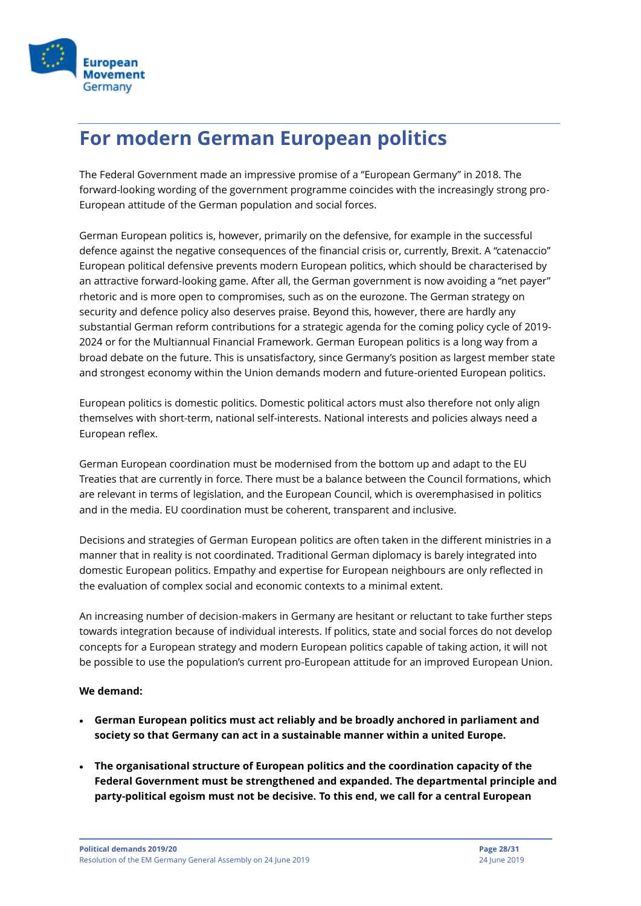# For modern German European politics

The Federal Government made an impressive promise of a "European Germany" in 2018. The forward-looking wording of the government programme coincides with the increasingly strong pro-European attitude of the German population and social forces.

German European politics is, however, primarily on the defensive, for example in the successful defence against the negative consequences of the financial crisis or, currently, Brexit. A "catenaccio" European political defensive prevents modern European politics, which should be characterised by an attractive forward-looking game. After all, the German government is now avoiding a "net payer" rhetoric and is more open to compromises, such as on the eurozone. The German strategy on security and defence policy also deserves praise. Beyond this, however, there are hardly any substantial German reform contributions for a strategic agenda for the coming policy cycle of 2019-2024 or for the Multiannual Financial Framework. German European politics is a long way from a broad debate on the future. This is unsatisfactory, since Germany's position as largest member state and strongest economy within the Union demands modern and future-oriented European politics.

European politics is domestic politics. Domestic political actors must also therefore not only align themselves with short-term, national self-interests. National interests and policies always need a European reflex.

German European coordination must be modernised from the bottom up and adapt to the EU Treaties that are currently in force. There must be a balance between the Council formations, which are relevant in terms of legislation, and the European Council, which is overemphasised in politics and in the media. EU coordination must be coherent, transparent and inclusive.

Decisions and strategies of German European politics are often taken in the different ministries in a manner that in reality is not coordinated. Traditional German diplomacy is barely integrated into domestic European politics. Empathy and expertise for European neighbours are only reflected in the evaluation of complex social and economic contexts to a minimal extent.

An increasing number of decision-makers in Germany are hesitant or reluctant to take further steps towards integration because of individual interests. If politics, state and social forces do not develop concepts for a European strategy and modern European politics capable of taking action, it will not be possible to use the population's current pro-European attitude for an improved European Union.

**We demand:**

- **German European politics must act reliably and be broadly anchored in parliament and society so that Germany can act in a sustainable manner within a united Europe.**
- **The organisational structure of European politics and the coordination capacity of the Federal Government must be strengthened and expanded. The departmental principle and party-political egoism must not be decisive. To this end, we call for a central European**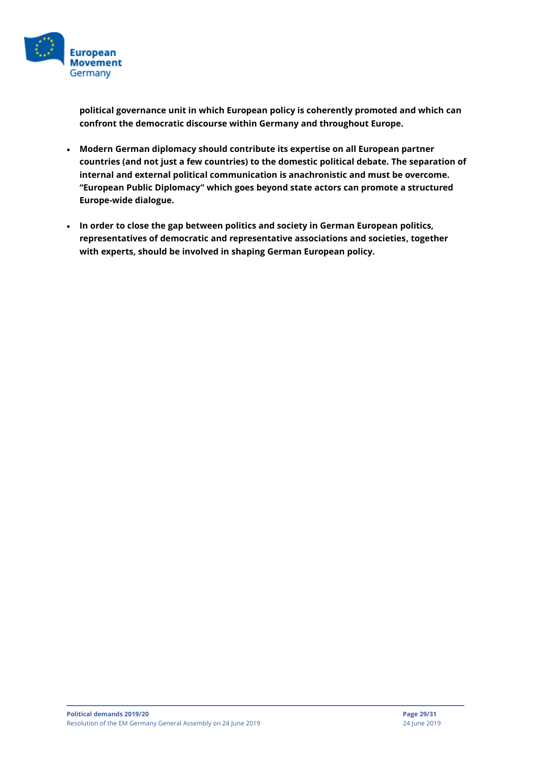**political governance unit in which European policy is coherently promoted and which can confront the democratic discourse within Germany and throughout Europe.**

- **Modern German diplomacy should contribute its expertise on all European partner countries (and not just a few countries) to the domestic political debate. The separation of internal and external political communication is anachronistic and must be overcome. "European Public Diplomacy" which goes beyond state actors can promote a structured Europe-wide dialogue.**

- **In order to close the gap between politics and society in German European politics, representatives of democratic and representative associations and societies, together with experts, should be involved in shaping German European policy.**